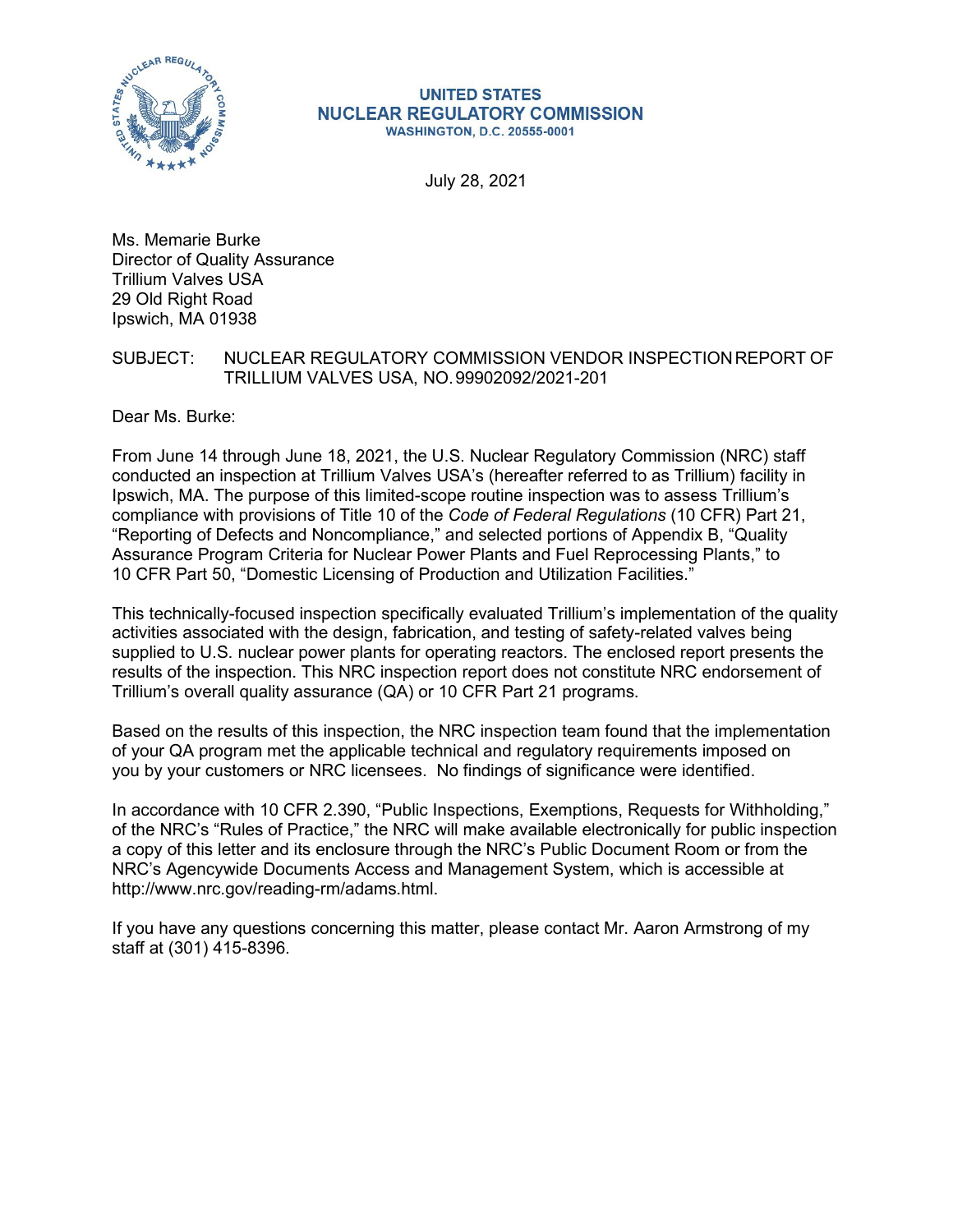**UNITED STATES**
**NUCLEAR REGULATORY COMMISSION**
**WASHINGTON, D.C. 20555-0001**

July 28, 2021

Ms. Memarie Burke
Director of Quality Assurance
Trillium Valves USA
29 Old Right Road
Ipswich, MA 01938

SUBJECT: NUCLEAR REGULATORY COMMISSION VENDOR INSPECTION REPORT OF TRILLIUM VALVES USA, NO. 99902092/2021-201

Dear Ms. Burke:

From June 14 through June 18, 2021, the U.S. Nuclear Regulatory Commission (NRC) staff conducted an inspection at Trillium Valves USA's (hereafter referred to as Trillium) facility in Ipswich, MA. The purpose of this limited-scope routine inspection was to assess Trillium's compliance with provisions of Title 10 of the *Code of Federal Regulations* (10 CFR) Part 21, "Reporting of Defects and Noncompliance," and selected portions of Appendix B, "Quality Assurance Program Criteria for Nuclear Power Plants and Fuel Reprocessing Plants," to 10 CFR Part 50, "Domestic Licensing of Production and Utilization Facilities."

This technically-focused inspection specifically evaluated Trillium's implementation of the quality activities associated with the design, fabrication, and testing of safety-related valves being supplied to U.S. nuclear power plants for operating reactors. The enclosed report presents the results of the inspection. This NRC inspection report does not constitute NRC endorsement of Trillium's overall quality assurance (QA) or 10 CFR Part 21 programs.

Based on the results of this inspection, the NRC inspection team found that the implementation of your QA program met the applicable technical and regulatory requirements imposed on you by your customers or NRC licensees. No findings of significance were identified.

In accordance with 10 CFR 2.390, "Public Inspections, Exemptions, Requests for Withholding," of the NRC's "Rules of Practice," the NRC will make available electronically for public inspection a copy of this letter and its enclosure through the NRC's Public Document Room or from the NRC's Agencywide Documents Access and Management System, which is accessible at http://www.nrc.gov/reading-rm/adams.html.

If you have any questions concerning this matter, please contact Mr. Aaron Armstrong of my staff at (301) 415-8396.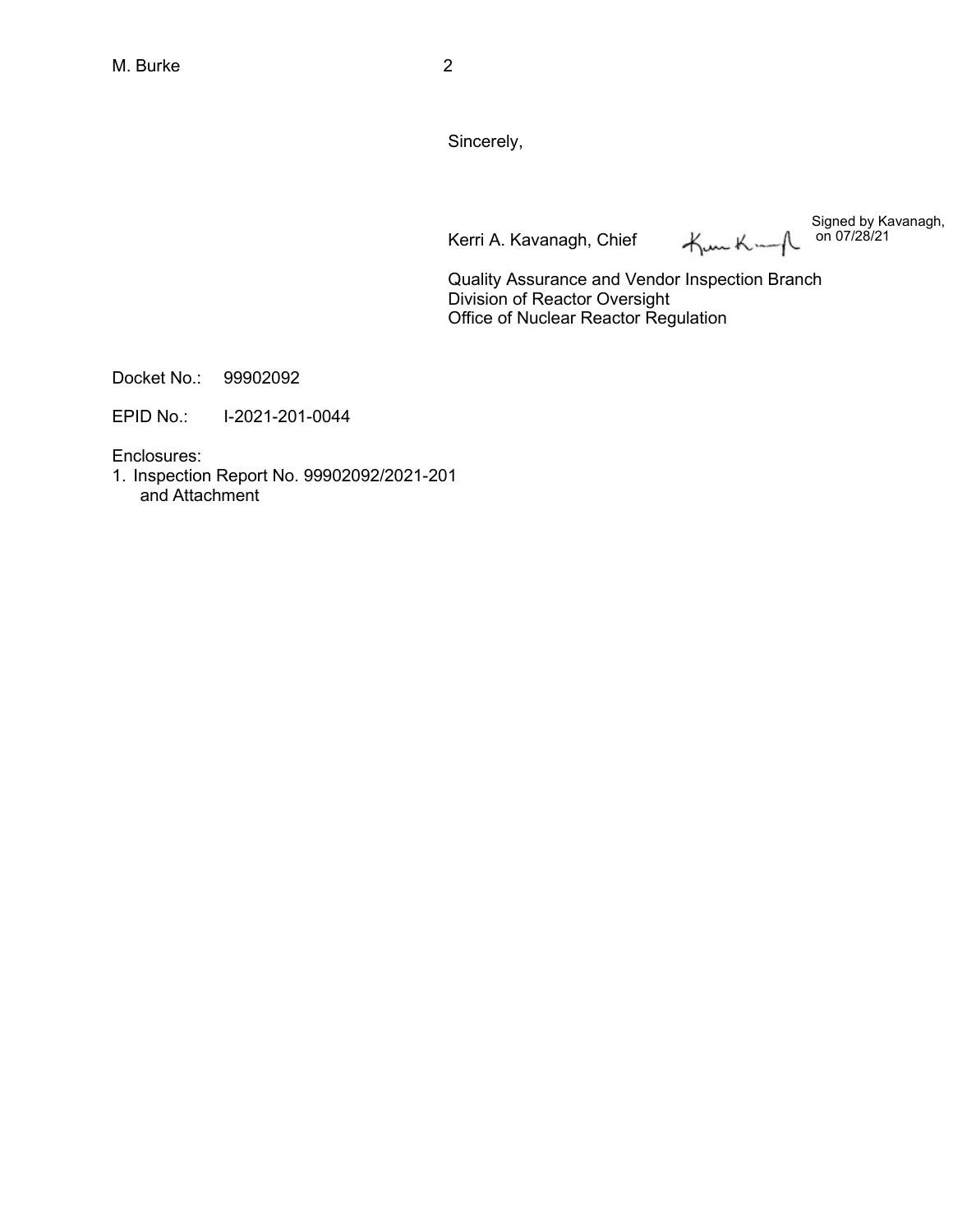Sincerely,

Kerri A. Kavanagh, Chief

Signed by Kavanagh, on 07/28/21

Quality Assurance and Vendor Inspection Branch
Division of Reactor Oversight
Office of Nuclear Reactor Regulation

Docket No.: 99902092

EPID No.: I-2021-201-0044

Enclosures:
1. Inspection Report No. 99902092/2021-201
   and Attachment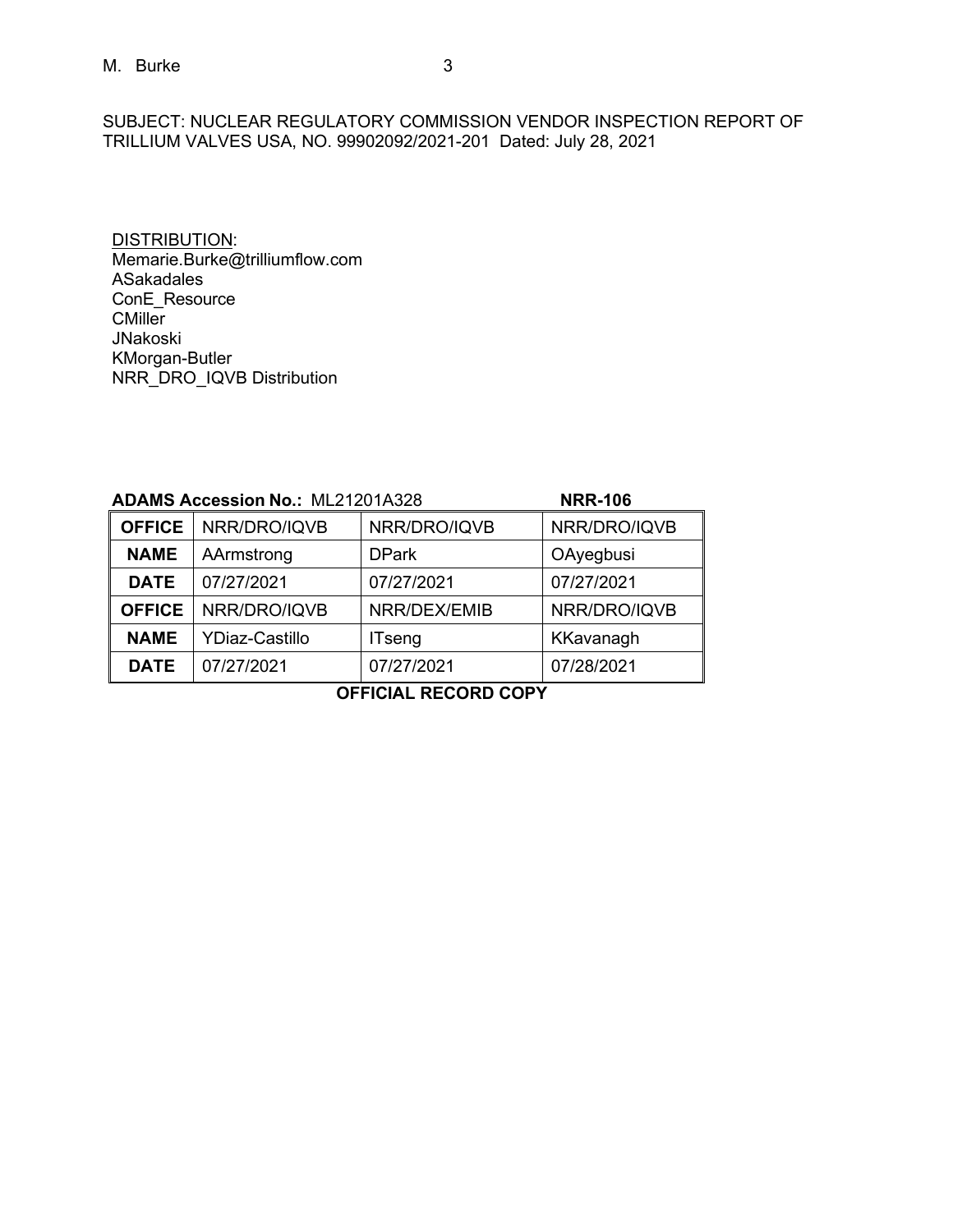SUBJECT: NUCLEAR REGULATORY COMMISSION VENDOR INSPECTION REPORT OF TRILLIUM VALVES USA, NO. 99902092/2021-201 Dated: July 28, 2021

DISTRIBUTION:
Memarie.Burke@trilliumflow.com
ASakadales
ConE_Resource
CMiller
JNakoski
KMorgan-Butler
NRR_DRO_IQVB Distribution

**ADAMS Accession No.:** ML21201A328 **NRR-106**

| **OFFICE** | NRR/DRO/IQVB | NRR/DRO/IQVB | NRR/DRO/IQVB |
|---|---|---|---|
| **NAME** | AArmstrong | DPark | OAyegbusi |
| **DATE** | 07/27/2021 | 07/27/2021 | 07/27/2021 |
| **OFFICE** | NRR/DRO/IQVB | NRR/DEX/EMIB | NRR/DRO/IQVB |
| **NAME** | YDiaz-Castillo | ITseng | KKavanagh |
| **DATE** | 07/27/2021 | 07/27/2021 | 07/28/2021 |

**OFFICIAL RECORD COPY**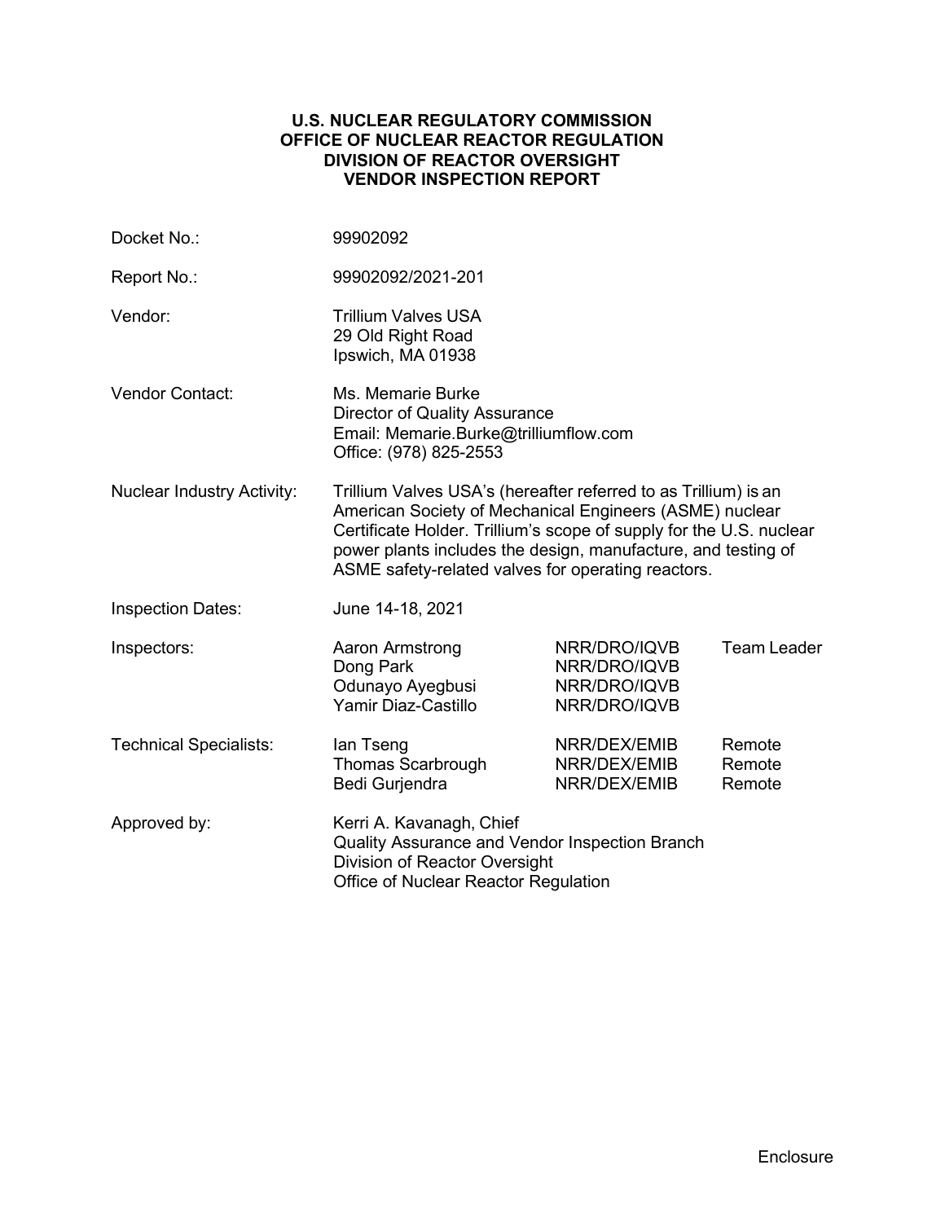**U.S. NUCLEAR REGULATORY COMMISSION**
**OFFICE OF NUCLEAR REACTOR REGULATION**
**DIVISION OF REACTOR OVERSIGHT**
**VENDOR INSPECTION REPORT**

| | | | |
|---|---|---|---|
| Docket No.: | 99902092 | | |
| Report No.: | 99902092/2021-201 | | |
| Vendor: | Trillium Valves USA<br>29 Old Right Road<br>Ipswich, MA 01938 | | |
| Vendor Contact: | Ms. Memarie Burke<br>Director of Quality Assurance<br>Email: Memarie.Burke@trilliumflow.com<br>Office: (978) 825-2553 | | |
| Nuclear Industry Activity: | Trillium Valves USA's (hereafter referred to as Trillium) is an American Society of Mechanical Engineers (ASME) nuclear Certificate Holder. Trillium's scope of supply for the U.S. nuclear power plants includes the design, manufacture, and testing of ASME safety-related valves for operating reactors. | | |
| Inspection Dates: | June 14-18, 2021 | | |
| Inspectors: | Aaron Armstrong | NRR/DRO/IQVB | Team Leader |
| | Dong Park | NRR/DRO/IQVB | |
| | Odunayo Ayegbusi | NRR/DRO/IQVB | |
| | Yamir Diaz-Castillo | NRR/DRO/IQVB | |
| Technical Specialists: | Ian Tseng | NRR/DEX/EMIB | Remote |
| | Thomas Scarbrough | NRR/DEX/EMIB | Remote |
| | Bedi Gurjendra | NRR/DEX/EMIB | Remote |
| Approved by: | Kerri A. Kavanagh, Chief<br>Quality Assurance and Vendor Inspection Branch<br>Division of Reactor Oversight<br>Office of Nuclear Reactor Regulation | | |

Enclosure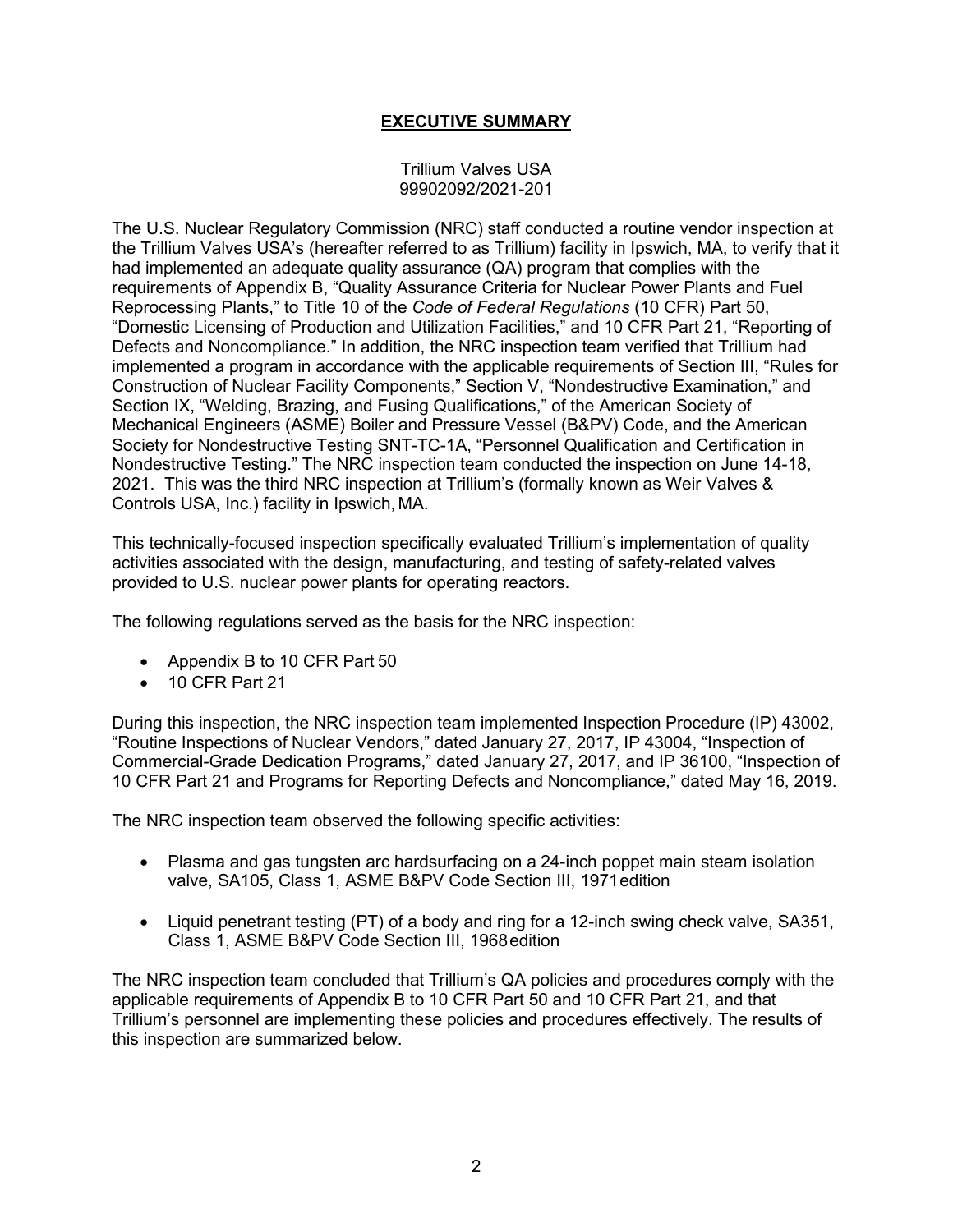# EXECUTIVE SUMMARY

Trillium Valves USA
99902092/2021-201

The U.S. Nuclear Regulatory Commission (NRC) staff conducted a routine vendor inspection at the Trillium Valves USA's (hereafter referred to as Trillium) facility in Ipswich, MA, to verify that it had implemented an adequate quality assurance (QA) program that complies with the requirements of Appendix B, "Quality Assurance Criteria for Nuclear Power Plants and Fuel Reprocessing Plants," to Title 10 of the *Code of Federal Regulations* (10 CFR) Part 50, "Domestic Licensing of Production and Utilization Facilities," and 10 CFR Part 21, "Reporting of Defects and Noncompliance." In addition, the NRC inspection team verified that Trillium had implemented a program in accordance with the applicable requirements of Section III, "Rules for Construction of Nuclear Facility Components," Section V, "Nondestructive Examination," and Section IX, "Welding, Brazing, and Fusing Qualifications," of the American Society of Mechanical Engineers (ASME) Boiler and Pressure Vessel (B&PV) Code, and the American Society for Nondestructive Testing SNT-TC-1A, "Personnel Qualification and Certification in Nondestructive Testing." The NRC inspection team conducted the inspection on June 14-18, 2021. This was the third NRC inspection at Trillium's (formally known as Weir Valves & Controls USA, Inc.) facility in Ipswich, MA.

This technically-focused inspection specifically evaluated Trillium's implementation of quality activities associated with the design, manufacturing, and testing of safety-related valves provided to U.S. nuclear power plants for operating reactors.

The following regulations served as the basis for the NRC inspection:

- Appendix B to 10 CFR Part 50
- 10 CFR Part 21

During this inspection, the NRC inspection team implemented Inspection Procedure (IP) 43002, "Routine Inspections of Nuclear Vendors," dated January 27, 2017, IP 43004, "Inspection of Commercial-Grade Dedication Programs," dated January 27, 2017, and IP 36100, "Inspection of 10 CFR Part 21 and Programs for Reporting Defects and Noncompliance," dated May 16, 2019.

The NRC inspection team observed the following specific activities:

- Plasma and gas tungsten arc hardsurfacing on a 24-inch poppet main steam isolation valve, SA105, Class 1, ASME B&PV Code Section III, 1971 edition
- Liquid penetrant testing (PT) of a body and ring for a 12-inch swing check valve, SA351, Class 1, ASME B&PV Code Section III, 1968 edition

The NRC inspection team concluded that Trillium's QA policies and procedures comply with the applicable requirements of Appendix B to 10 CFR Part 50 and 10 CFR Part 21, and that Trillium's personnel are implementing these policies and procedures effectively. The results of this inspection are summarized below.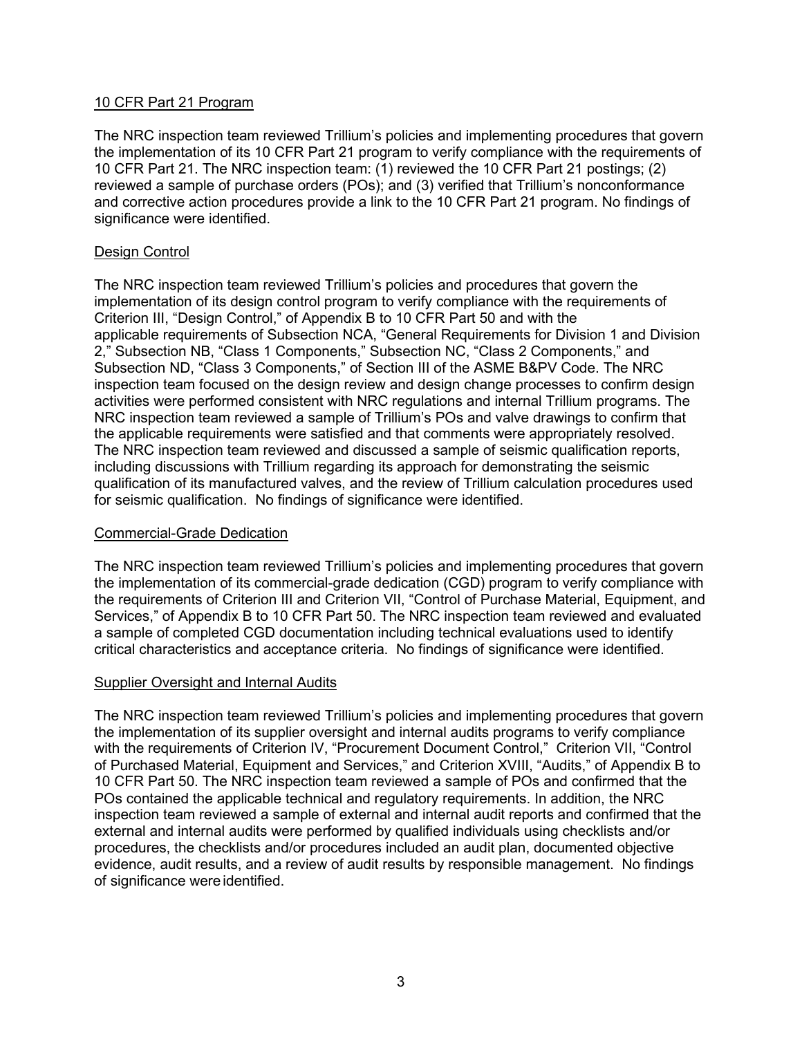## 10 CFR Part 21 Program

The NRC inspection team reviewed Trillium's policies and implementing procedures that govern the implementation of its 10 CFR Part 21 program to verify compliance with the requirements of 10 CFR Part 21. The NRC inspection team: (1) reviewed the 10 CFR Part 21 postings; (2) reviewed a sample of purchase orders (POs); and (3) verified that Trillium's nonconformance and corrective action procedures provide a link to the 10 CFR Part 21 program. No findings of significance were identified.

## Design Control

The NRC inspection team reviewed Trillium's policies and procedures that govern the implementation of its design control program to verify compliance with the requirements of Criterion III, "Design Control," of Appendix B to 10 CFR Part 50 and with the applicable requirements of Subsection NCA, "General Requirements for Division 1 and Division 2," Subsection NB, "Class 1 Components," Subsection NC, "Class 2 Components," and Subsection ND, "Class 3 Components," of Section III of the ASME B&PV Code. The NRC inspection team focused on the design review and design change processes to confirm design activities were performed consistent with NRC regulations and internal Trillium programs. The NRC inspection team reviewed a sample of Trillium's POs and valve drawings to confirm that the applicable requirements were satisfied and that comments were appropriately resolved. The NRC inspection team reviewed and discussed a sample of seismic qualification reports, including discussions with Trillium regarding its approach for demonstrating the seismic qualification of its manufactured valves, and the review of Trillium calculation procedures used for seismic qualification. No findings of significance were identified.

## Commercial-Grade Dedication

The NRC inspection team reviewed Trillium's policies and implementing procedures that govern the implementation of its commercial-grade dedication (CGD) program to verify compliance with the requirements of Criterion III and Criterion VII, "Control of Purchase Material, Equipment, and Services," of Appendix B to 10 CFR Part 50. The NRC inspection team reviewed and evaluated a sample of completed CGD documentation including technical evaluations used to identify critical characteristics and acceptance criteria. No findings of significance were identified.

## Supplier Oversight and Internal Audits

The NRC inspection team reviewed Trillium's policies and implementing procedures that govern the implementation of its supplier oversight and internal audits programs to verify compliance with the requirements of Criterion IV, "Procurement Document Control," Criterion VII, "Control of Purchased Material, Equipment and Services," and Criterion XVIII, "Audits," of Appendix B to 10 CFR Part 50. The NRC inspection team reviewed a sample of POs and confirmed that the POs contained the applicable technical and regulatory requirements. In addition, the NRC inspection team reviewed a sample of external and internal audit reports and confirmed that the external and internal audits were performed by qualified individuals using checklists and/or procedures, the checklists and/or procedures included an audit plan, documented objective evidence, audit results, and a review of audit results by responsible management. No findings of significance were identified.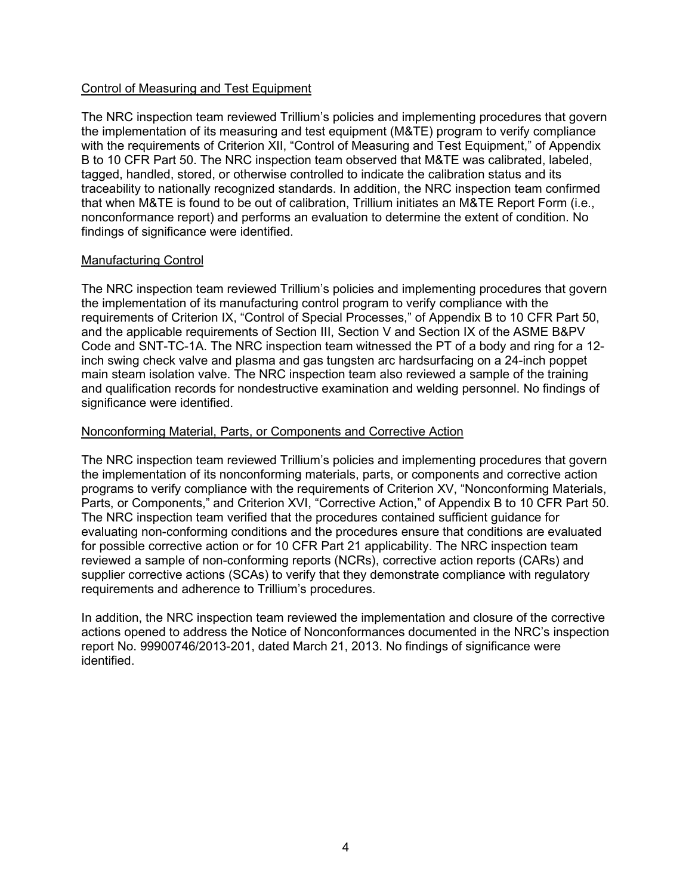Control of Measuring and Test Equipment

The NRC inspection team reviewed Trillium's policies and implementing procedures that govern the implementation of its measuring and test equipment (M&TE) program to verify compliance with the requirements of Criterion XII, "Control of Measuring and Test Equipment," of Appendix B to 10 CFR Part 50. The NRC inspection team observed that M&TE was calibrated, labeled, tagged, handled, stored, or otherwise controlled to indicate the calibration status and its traceability to nationally recognized standards. In addition, the NRC inspection team confirmed that when M&TE is found to be out of calibration, Trillium initiates an M&TE Report Form (i.e., nonconformance report) and performs an evaluation to determine the extent of condition. No findings of significance were identified.

Manufacturing Control

The NRC inspection team reviewed Trillium's policies and implementing procedures that govern the implementation of its manufacturing control program to verify compliance with the requirements of Criterion IX, "Control of Special Processes," of Appendix B to 10 CFR Part 50, and the applicable requirements of Section III, Section V and Section IX of the ASME B&PV Code and SNT-TC-1A. The NRC inspection team witnessed the PT of a body and ring for a 12-inch swing check valve and plasma and gas tungsten arc hardsurfacing on a 24-inch poppet main steam isolation valve. The NRC inspection team also reviewed a sample of the training and qualification records for nondestructive examination and welding personnel. No findings of significance were identified.

Nonconforming Material, Parts, or Components and Corrective Action

The NRC inspection team reviewed Trillium's policies and implementing procedures that govern the implementation of its nonconforming materials, parts, or components and corrective action programs to verify compliance with the requirements of Criterion XV, "Nonconforming Materials, Parts, or Components," and Criterion XVI, "Corrective Action," of Appendix B to 10 CFR Part 50. The NRC inspection team verified that the procedures contained sufficient guidance for evaluating non-conforming conditions and the procedures ensure that conditions are evaluated for possible corrective action or for 10 CFR Part 21 applicability. The NRC inspection team reviewed a sample of non-conforming reports (NCRs), corrective action reports (CARs) and supplier corrective actions (SCAs) to verify that they demonstrate compliance with regulatory requirements and adherence to Trillium's procedures.

In addition, the NRC inspection team reviewed the implementation and closure of the corrective actions opened to address the Notice of Nonconformances documented in the NRC's inspection report No. 99900746/2013-201, dated March 21, 2013. No findings of significance were identified.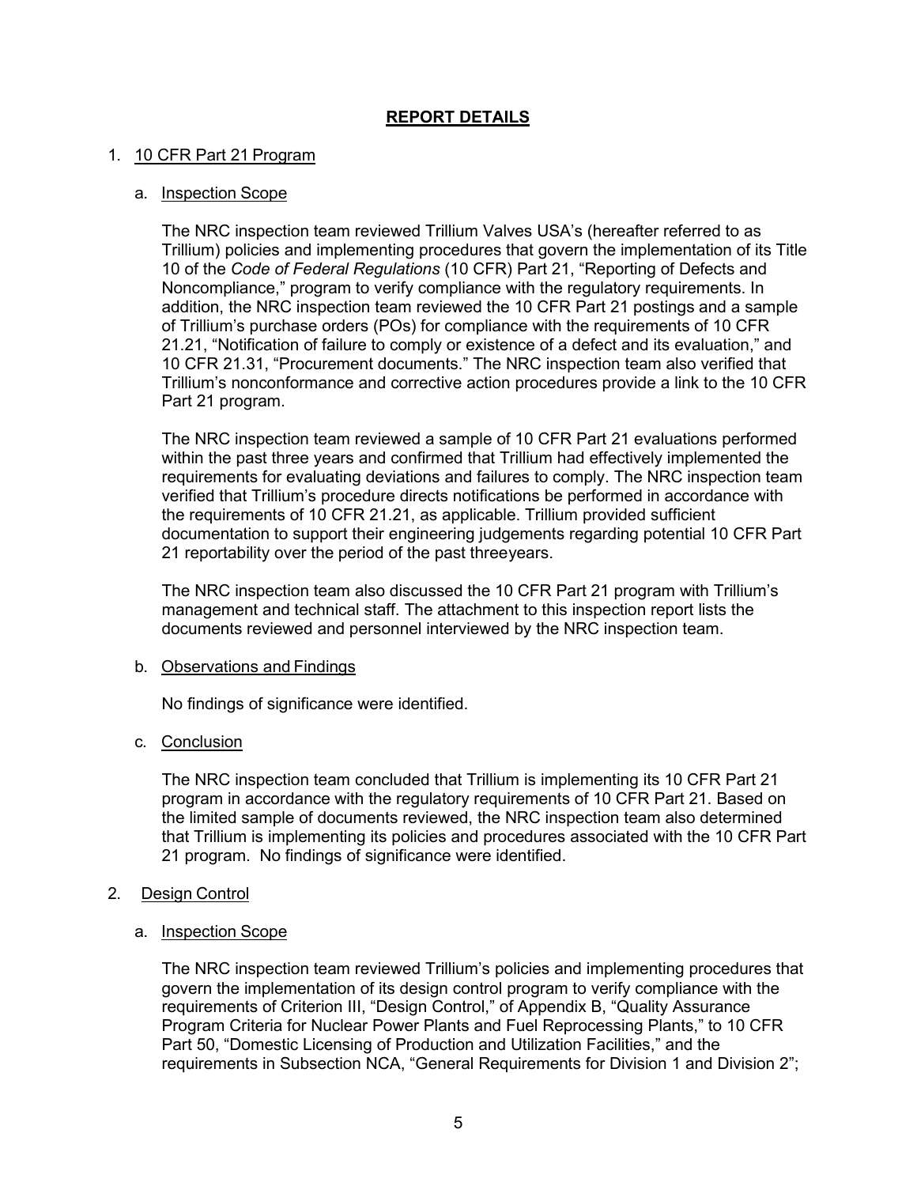## REPORT DETAILS

1. 10 CFR Part 21 Program

   a. Inspection Scope

   The NRC inspection team reviewed Trillium Valves USA's (hereafter referred to as Trillium) policies and implementing procedures that govern the implementation of its Title 10 of the *Code of Federal Regulations* (10 CFR) Part 21, "Reporting of Defects and Noncompliance," program to verify compliance with the regulatory requirements. In addition, the NRC inspection team reviewed the 10 CFR Part 21 postings and a sample of Trillium's purchase orders (POs) for compliance with the requirements of 10 CFR 21.21, "Notification of failure to comply or existence of a defect and its evaluation," and 10 CFR 21.31, "Procurement documents." The NRC inspection team also verified that Trillium's nonconformance and corrective action procedures provide a link to the 10 CFR Part 21 program.

   The NRC inspection team reviewed a sample of 10 CFR Part 21 evaluations performed within the past three years and confirmed that Trillium had effectively implemented the requirements for evaluating deviations and failures to comply. The NRC inspection team verified that Trillium's procedure directs notifications be performed in accordance with the requirements of 10 CFR 21.21, as applicable. Trillium provided sufficient documentation to support their engineering judgements regarding potential 10 CFR Part 21 reportability over the period of the past threeyears.

   The NRC inspection team also discussed the 10 CFR Part 21 program with Trillium's management and technical staff. The attachment to this inspection report lists the documents reviewed and personnel interviewed by the NRC inspection team.

   b. Observations and Findings

   No findings of significance were identified.

   c. Conclusion

   The NRC inspection team concluded that Trillium is implementing its 10 CFR Part 21 program in accordance with the regulatory requirements of 10 CFR Part 21. Based on the limited sample of documents reviewed, the NRC inspection team also determined that Trillium is implementing its policies and procedures associated with the 10 CFR Part 21 program. No findings of significance were identified.

2. Design Control

   a. Inspection Scope

   The NRC inspection team reviewed Trillium's policies and implementing procedures that govern the implementation of its design control program to verify compliance with the requirements of Criterion III, "Design Control," of Appendix B, "Quality Assurance Program Criteria for Nuclear Power Plants and Fuel Reprocessing Plants," to 10 CFR Part 50, "Domestic Licensing of Production and Utilization Facilities," and the requirements in Subsection NCA, "General Requirements for Division 1 and Division 2";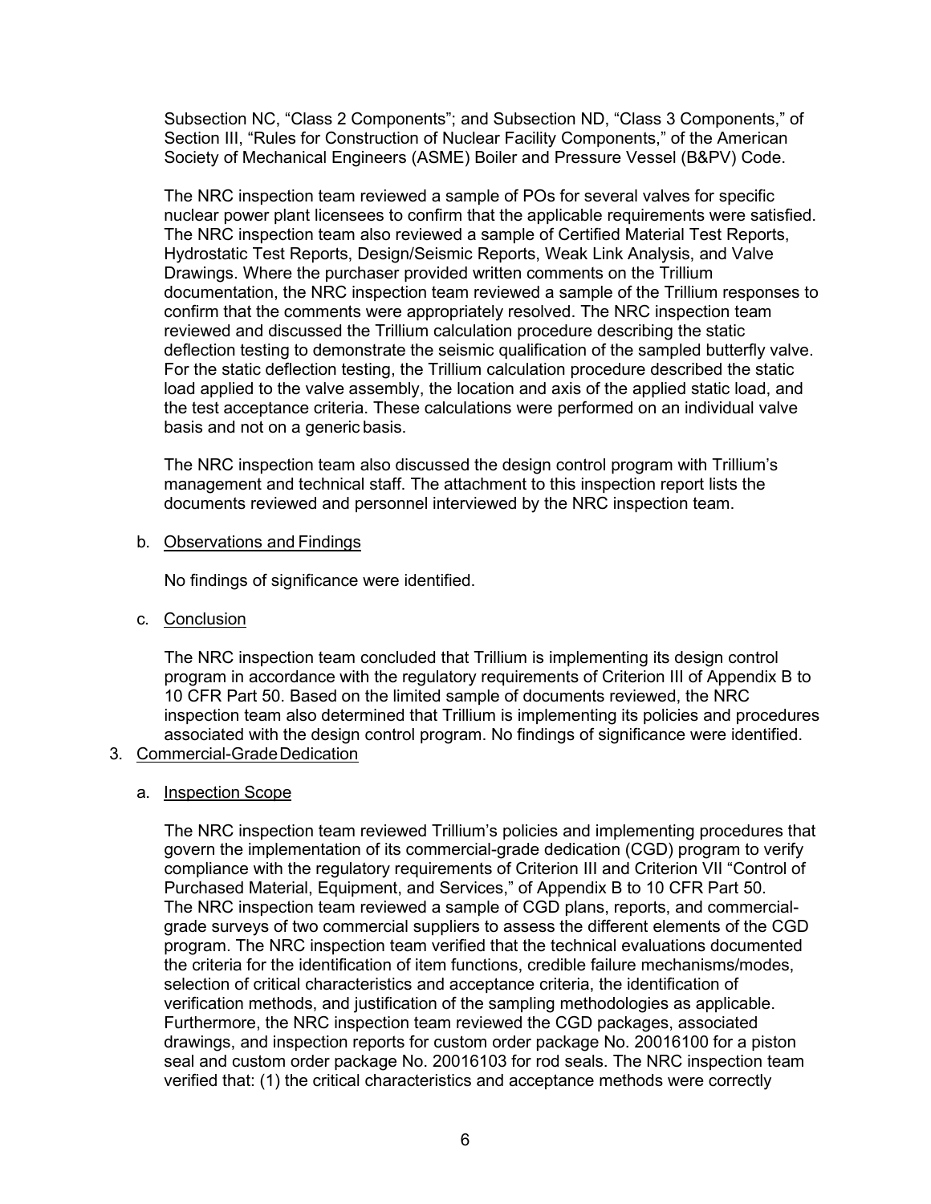Subsection NC, "Class 2 Components"; and Subsection ND, "Class 3 Components," of Section III, "Rules for Construction of Nuclear Facility Components," of the American Society of Mechanical Engineers (ASME) Boiler and Pressure Vessel (B&PV) Code.

The NRC inspection team reviewed a sample of POs for several valves for specific nuclear power plant licensees to confirm that the applicable requirements were satisfied. The NRC inspection team also reviewed a sample of Certified Material Test Reports, Hydrostatic Test Reports, Design/Seismic Reports, Weak Link Analysis, and Valve Drawings. Where the purchaser provided written comments on the Trillium documentation, the NRC inspection team reviewed a sample of the Trillium responses to confirm that the comments were appropriately resolved. The NRC inspection team reviewed and discussed the Trillium calculation procedure describing the static deflection testing to demonstrate the seismic qualification of the sampled butterfly valve. For the static deflection testing, the Trillium calculation procedure described the static load applied to the valve assembly, the location and axis of the applied static load, and the test acceptance criteria. These calculations were performed on an individual valve basis and not on a generic basis.

The NRC inspection team also discussed the design control program with Trillium's management and technical staff. The attachment to this inspection report lists the documents reviewed and personnel interviewed by the NRC inspection team.

b. Observations and Findings

No findings of significance were identified.

c. Conclusion

The NRC inspection team concluded that Trillium is implementing its design control program in accordance with the regulatory requirements of Criterion III of Appendix B to 10 CFR Part 50. Based on the limited sample of documents reviewed, the NRC inspection team also determined that Trillium is implementing its policies and procedures associated with the design control program. No findings of significance were identified.

3. Commercial-Grade Dedication

a. Inspection Scope

The NRC inspection team reviewed Trillium's policies and implementing procedures that govern the implementation of its commercial-grade dedication (CGD) program to verify compliance with the regulatory requirements of Criterion III and Criterion VII "Control of Purchased Material, Equipment, and Services," of Appendix B to 10 CFR Part 50. The NRC inspection team reviewed a sample of CGD plans, reports, and commercial-grade surveys of two commercial suppliers to assess the different elements of the CGD program. The NRC inspection team verified that the technical evaluations documented the criteria for the identification of item functions, credible failure mechanisms/modes, selection of critical characteristics and acceptance criteria, the identification of verification methods, and justification of the sampling methodologies as applicable. Furthermore, the NRC inspection team reviewed the CGD packages, associated drawings, and inspection reports for custom order package No. 20016100 for a piston seal and custom order package No. 20016103 for rod seals. The NRC inspection team verified that: (1) the critical characteristics and acceptance methods were correctly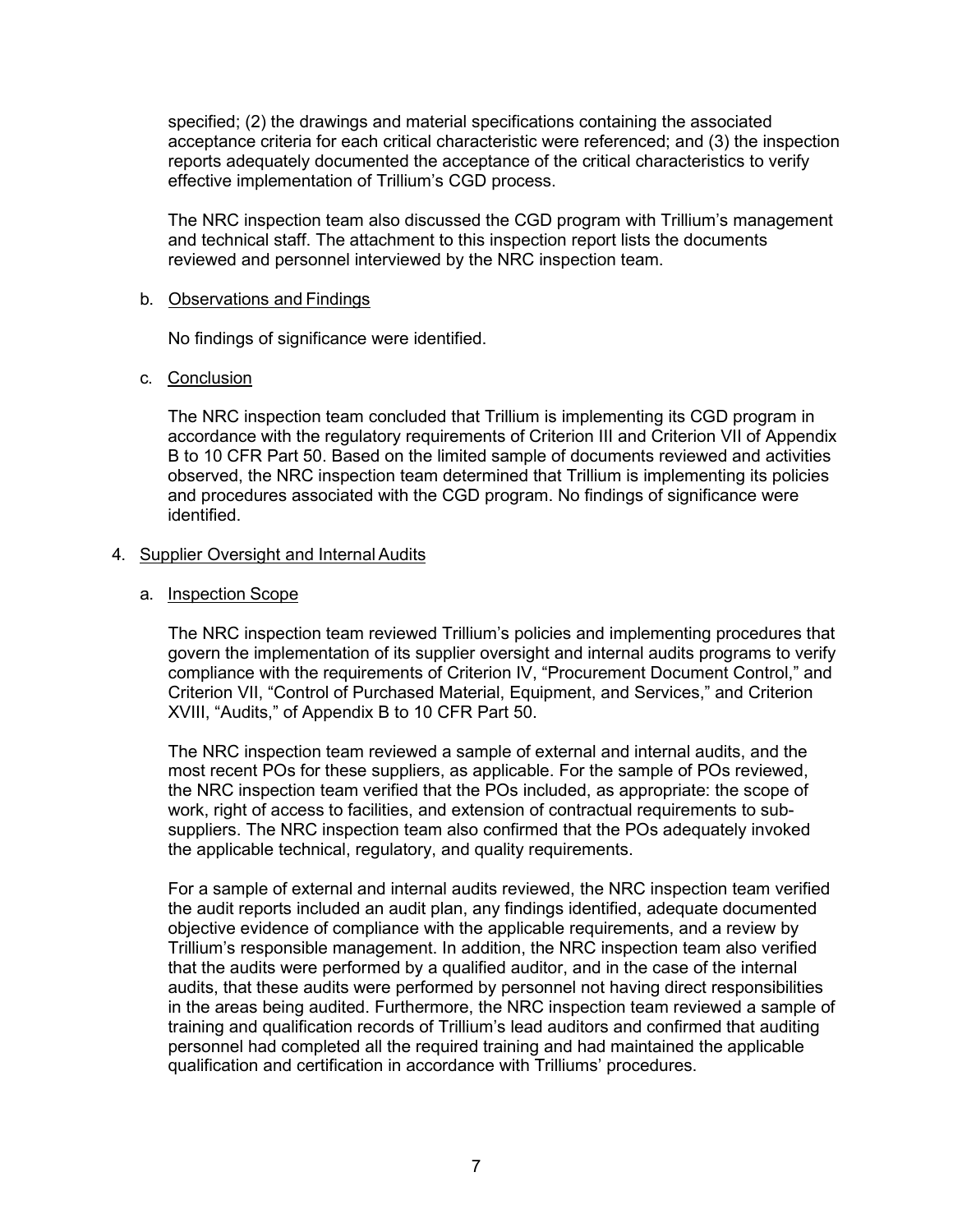specified; (2) the drawings and material specifications containing the associated acceptance criteria for each critical characteristic were referenced; and (3) the inspection reports adequately documented the acceptance of the critical characteristics to verify effective implementation of Trillium's CGD process.

The NRC inspection team also discussed the CGD program with Trillium's management and technical staff. The attachment to this inspection report lists the documents reviewed and personnel interviewed by the NRC inspection team.

b. Observations and Findings

No findings of significance were identified.

c. Conclusion

The NRC inspection team concluded that Trillium is implementing its CGD program in accordance with the regulatory requirements of Criterion III and Criterion VII of Appendix B to 10 CFR Part 50. Based on the limited sample of documents reviewed and activities observed, the NRC inspection team determined that Trillium is implementing its policies and procedures associated with the CGD program. No findings of significance were identified.

4. Supplier Oversight and Internal Audits

a. Inspection Scope

The NRC inspection team reviewed Trillium's policies and implementing procedures that govern the implementation of its supplier oversight and internal audits programs to verify compliance with the requirements of Criterion IV, "Procurement Document Control," and Criterion VII, "Control of Purchased Material, Equipment, and Services," and Criterion XVIII, "Audits," of Appendix B to 10 CFR Part 50.

The NRC inspection team reviewed a sample of external and internal audits, and the most recent POs for these suppliers, as applicable. For the sample of POs reviewed, the NRC inspection team verified that the POs included, as appropriate: the scope of work, right of access to facilities, and extension of contractual requirements to sub-suppliers. The NRC inspection team also confirmed that the POs adequately invoked the applicable technical, regulatory, and quality requirements.

For a sample of external and internal audits reviewed, the NRC inspection team verified the audit reports included an audit plan, any findings identified, adequate documented objective evidence of compliance with the applicable requirements, and a review by Trillium's responsible management. In addition, the NRC inspection team also verified that the audits were performed by a qualified auditor, and in the case of the internal audits, that these audits were performed by personnel not having direct responsibilities in the areas being audited. Furthermore, the NRC inspection team reviewed a sample of training and qualification records of Trillium's lead auditors and confirmed that auditing personnel had completed all the required training and had maintained the applicable qualification and certification in accordance with Trilliums' procedures.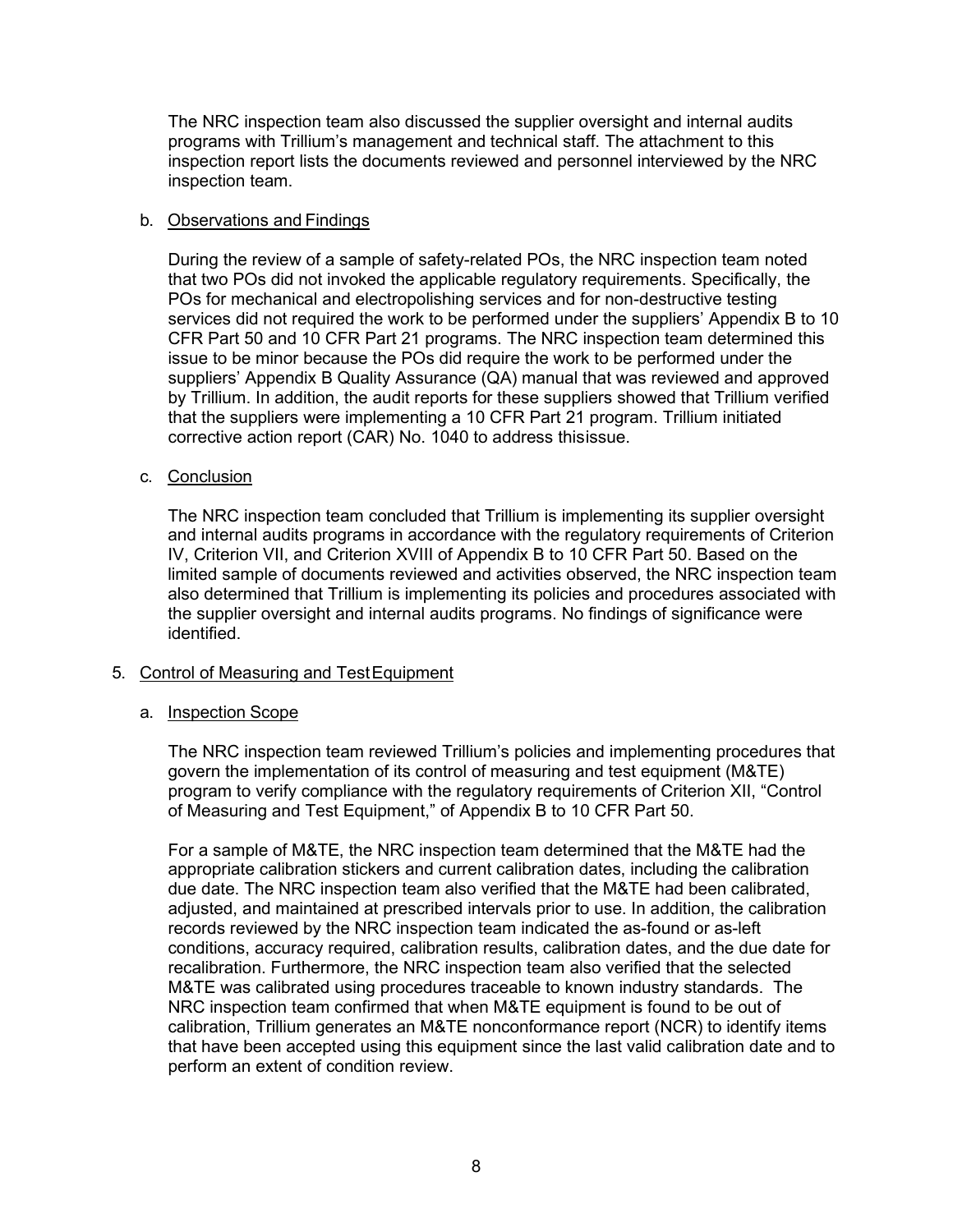The NRC inspection team also discussed the supplier oversight and internal audits programs with Trillium's management and technical staff. The attachment to this inspection report lists the documents reviewed and personnel interviewed by the NRC inspection team.

b. Observations and Findings

During the review of a sample of safety-related POs, the NRC inspection team noted that two POs did not invoked the applicable regulatory requirements. Specifically, the POs for mechanical and electropolishing services and for non-destructive testing services did not required the work to be performed under the suppliers' Appendix B to 10 CFR Part 50 and 10 CFR Part 21 programs. The NRC inspection team determined this issue to be minor because the POs did require the work to be performed under the suppliers' Appendix B Quality Assurance (QA) manual that was reviewed and approved by Trillium. In addition, the audit reports for these suppliers showed that Trillium verified that the suppliers were implementing a 10 CFR Part 21 program. Trillium initiated corrective action report (CAR) No. 1040 to address thisissue.

c. Conclusion

The NRC inspection team concluded that Trillium is implementing its supplier oversight and internal audits programs in accordance with the regulatory requirements of Criterion IV, Criterion VII, and Criterion XVIII of Appendix B to 10 CFR Part 50. Based on the limited sample of documents reviewed and activities observed, the NRC inspection team also determined that Trillium is implementing its policies and procedures associated with the supplier oversight and internal audits programs. No findings of significance were identified.

## 5. Control of Measuring and Test Equipment

a. Inspection Scope

The NRC inspection team reviewed Trillium's policies and implementing procedures that govern the implementation of its control of measuring and test equipment (M&TE) program to verify compliance with the regulatory requirements of Criterion XII, "Control of Measuring and Test Equipment," of Appendix B to 10 CFR Part 50.

For a sample of M&TE, the NRC inspection team determined that the M&TE had the appropriate calibration stickers and current calibration dates, including the calibration due date. The NRC inspection team also verified that the M&TE had been calibrated, adjusted, and maintained at prescribed intervals prior to use. In addition, the calibration records reviewed by the NRC inspection team indicated the as-found or as-left conditions, accuracy required, calibration results, calibration dates, and the due date for recalibration. Furthermore, the NRC inspection team also verified that the selected M&TE was calibrated using procedures traceable to known industry standards. The NRC inspection team confirmed that when M&TE equipment is found to be out of calibration, Trillium generates an M&TE nonconformance report (NCR) to identify items that have been accepted using this equipment since the last valid calibration date and to perform an extent of condition review.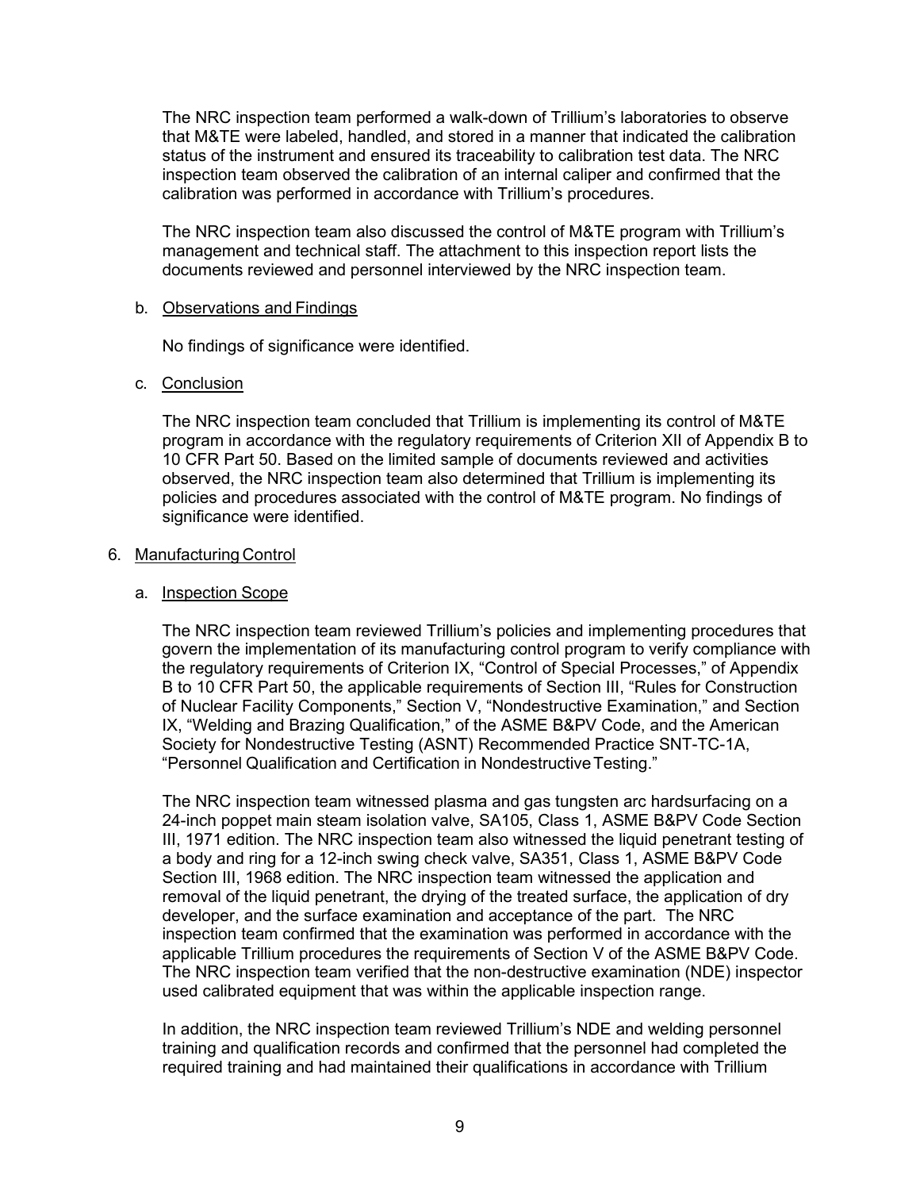The NRC inspection team performed a walk-down of Trillium's laboratories to observe that M&TE were labeled, handled, and stored in a manner that indicated the calibration status of the instrument and ensured its traceability to calibration test data. The NRC inspection team observed the calibration of an internal caliper and confirmed that the calibration was performed in accordance with Trillium's procedures.

The NRC inspection team also discussed the control of M&TE program with Trillium's management and technical staff. The attachment to this inspection report lists the documents reviewed and personnel interviewed by the NRC inspection team.

b. Observations and Findings

No findings of significance were identified.

c. Conclusion

The NRC inspection team concluded that Trillium is implementing its control of M&TE program in accordance with the regulatory requirements of Criterion XII of Appendix B to 10 CFR Part 50. Based on the limited sample of documents reviewed and activities observed, the NRC inspection team also determined that Trillium is implementing its policies and procedures associated with the control of M&TE program. No findings of significance were identified.

6. Manufacturing Control

a. Inspection Scope

The NRC inspection team reviewed Trillium's policies and implementing procedures that govern the implementation of its manufacturing control program to verify compliance with the regulatory requirements of Criterion IX, "Control of Special Processes," of Appendix B to 10 CFR Part 50, the applicable requirements of Section III, "Rules for Construction of Nuclear Facility Components," Section V, "Nondestructive Examination," and Section IX, "Welding and Brazing Qualification," of the ASME B&PV Code, and the American Society for Nondestructive Testing (ASNT) Recommended Practice SNT-TC-1A, "Personnel Qualification and Certification in Nondestructive Testing."

The NRC inspection team witnessed plasma and gas tungsten arc hardsurfacing on a 24-inch poppet main steam isolation valve, SA105, Class 1, ASME B&PV Code Section III, 1971 edition. The NRC inspection team also witnessed the liquid penetrant testing of a body and ring for a 12-inch swing check valve, SA351, Class 1, ASME B&PV Code Section III, 1968 edition. The NRC inspection team witnessed the application and removal of the liquid penetrant, the drying of the treated surface, the application of dry developer, and the surface examination and acceptance of the part. The NRC inspection team confirmed that the examination was performed in accordance with the applicable Trillium procedures the requirements of Section V of the ASME B&PV Code. The NRC inspection team verified that the non-destructive examination (NDE) inspector used calibrated equipment that was within the applicable inspection range.

In addition, the NRC inspection team reviewed Trillium's NDE and welding personnel training and qualification records and confirmed that the personnel had completed the required training and had maintained their qualifications in accordance with Trillium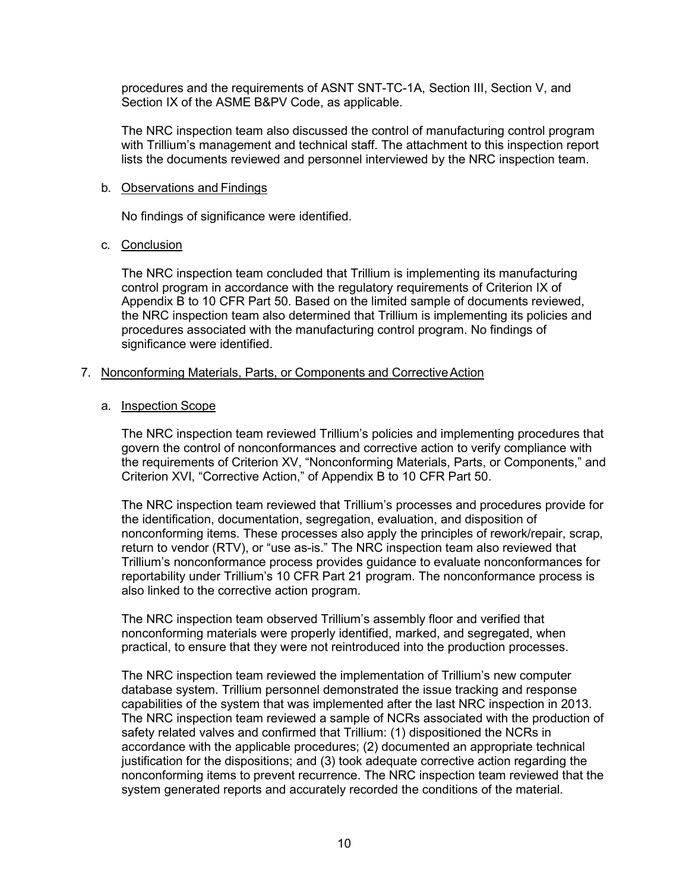procedures and the requirements of ASNT SNT-TC-1A, Section III, Section V, and Section IX of the ASME B&PV Code, as applicable.

The NRC inspection team also discussed the control of manufacturing control program with Trillium's management and technical staff. The attachment to this inspection report lists the documents reviewed and personnel interviewed by the NRC inspection team.

b. Observations and Findings

No findings of significance were identified.

c. Conclusion

The NRC inspection team concluded that Trillium is implementing its manufacturing control program in accordance with the regulatory requirements of Criterion IX of Appendix B to 10 CFR Part 50. Based on the limited sample of documents reviewed, the NRC inspection team also determined that Trillium is implementing its policies and procedures associated with the manufacturing control program. No findings of significance were identified.

## 7. Nonconforming Materials, Parts, or Components and Corrective Action

a. Inspection Scope

The NRC inspection team reviewed Trillium's policies and implementing procedures that govern the control of nonconformances and corrective action to verify compliance with the requirements of Criterion XV, "Nonconforming Materials, Parts, or Components," and Criterion XVI, "Corrective Action," of Appendix B to 10 CFR Part 50.

The NRC inspection team reviewed that Trillium's processes and procedures provide for the identification, documentation, segregation, evaluation, and disposition of nonconforming items. These processes also apply the principles of rework/repair, scrap, return to vendor (RTV), or "use as-is." The NRC inspection team also reviewed that Trillium's nonconformance process provides guidance to evaluate nonconformances for reportability under Trillium's 10 CFR Part 21 program. The nonconformance process is also linked to the corrective action program.

The NRC inspection team observed Trillium's assembly floor and verified that nonconforming materials were properly identified, marked, and segregated, when practical, to ensure that they were not reintroduced into the production processes.

The NRC inspection team reviewed the implementation of Trillium's new computer database system. Trillium personnel demonstrated the issue tracking and response capabilities of the system that was implemented after the last NRC inspection in 2013. The NRC inspection team reviewed a sample of NCRs associated with the production of safety related valves and confirmed that Trillium: (1) dispositioned the NCRs in accordance with the applicable procedures; (2) documented an appropriate technical justification for the dispositions; and (3) took adequate corrective action regarding the nonconforming items to prevent recurrence. The NRC inspection team reviewed that the system generated reports and accurately recorded the conditions of the material.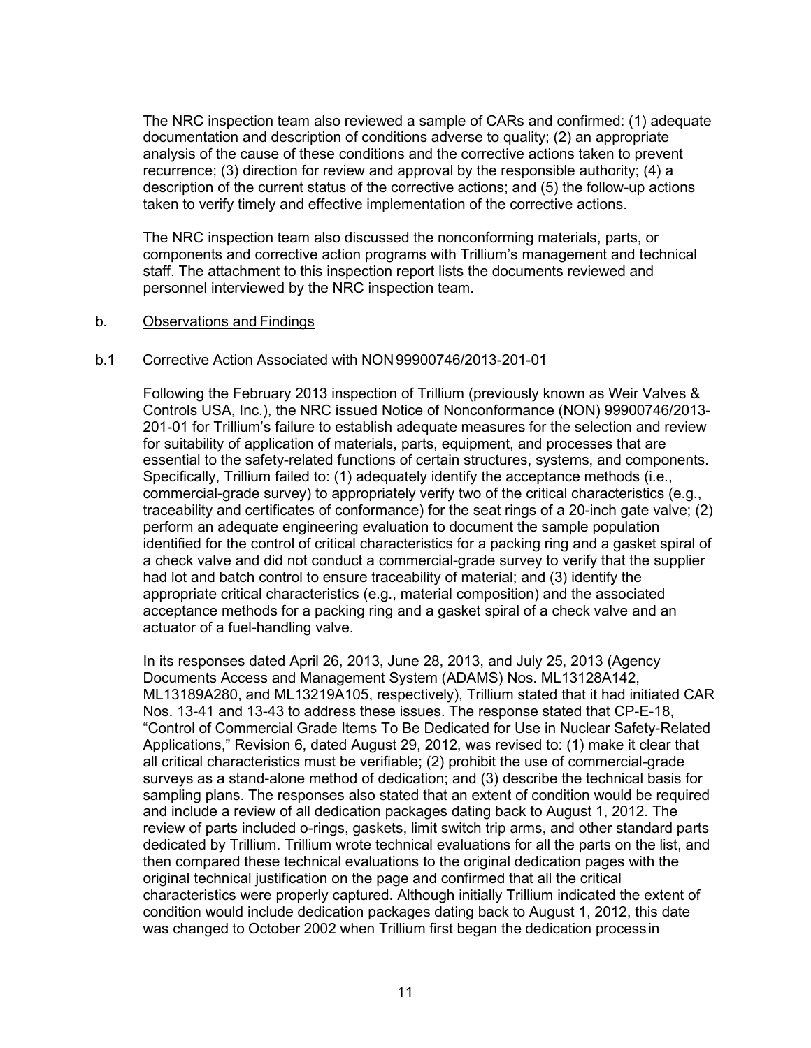The NRC inspection team also reviewed a sample of CARs and confirmed: (1) adequate documentation and description of conditions adverse to quality; (2) an appropriate analysis of the cause of these conditions and the corrective actions taken to prevent recurrence; (3) direction for review and approval by the responsible authority; (4) a description of the current status of the corrective actions; and (5) the follow-up actions taken to verify timely and effective implementation of the corrective actions.

The NRC inspection team also discussed the nonconforming materials, parts, or components and corrective action programs with Trillium's management and technical staff. The attachment to this inspection report lists the documents reviewed and personnel interviewed by the NRC inspection team.

b. Observations and Findings

b.1 Corrective Action Associated with NON 99900746/2013-201-01

Following the February 2013 inspection of Trillium (previously known as Weir Valves & Controls USA, Inc.), the NRC issued Notice of Nonconformance (NON) 99900746/2013-201-01 for Trillium's failure to establish adequate measures for the selection and review for suitability of application of materials, parts, equipment, and processes that are essential to the safety-related functions of certain structures, systems, and components. Specifically, Trillium failed to: (1) adequately identify the acceptance methods (i.e., commercial-grade survey) to appropriately verify two of the critical characteristics (e.g., traceability and certificates of conformance) for the seat rings of a 20-inch gate valve; (2) perform an adequate engineering evaluation to document the sample population identified for the control of critical characteristics for a packing ring and a gasket spiral of a check valve and did not conduct a commercial-grade survey to verify that the supplier had lot and batch control to ensure traceability of material; and (3) identify the appropriate critical characteristics (e.g., material composition) and the associated acceptance methods for a packing ring and a gasket spiral of a check valve and an actuator of a fuel-handling valve.

In its responses dated April 26, 2013, June 28, 2013, and July 25, 2013 (Agency Documents Access and Management System (ADAMS) Nos. ML13128A142, ML13189A280, and ML13219A105, respectively), Trillium stated that it had initiated CAR Nos. 13-41 and 13-43 to address these issues. The response stated that CP-E-18, "Control of Commercial Grade Items To Be Dedicated for Use in Nuclear Safety-Related Applications," Revision 6, dated August 29, 2012, was revised to: (1) make it clear that all critical characteristics must be verifiable; (2) prohibit the use of commercial-grade surveys as a stand-alone method of dedication; and (3) describe the technical basis for sampling plans. The responses also stated that an extent of condition would be required and include a review of all dedication packages dating back to August 1, 2012. The review of parts included o-rings, gaskets, limit switch trip arms, and other standard parts dedicated by Trillium. Trillium wrote technical evaluations for all the parts on the list, and then compared these technical evaluations to the original dedication pages with the original technical justification on the page and confirmed that all the critical characteristics were properly captured. Although initially Trillium indicated the extent of condition would include dedication packages dating back to August 1, 2012, this date was changed to October 2002 when Trillium first began the dedication process in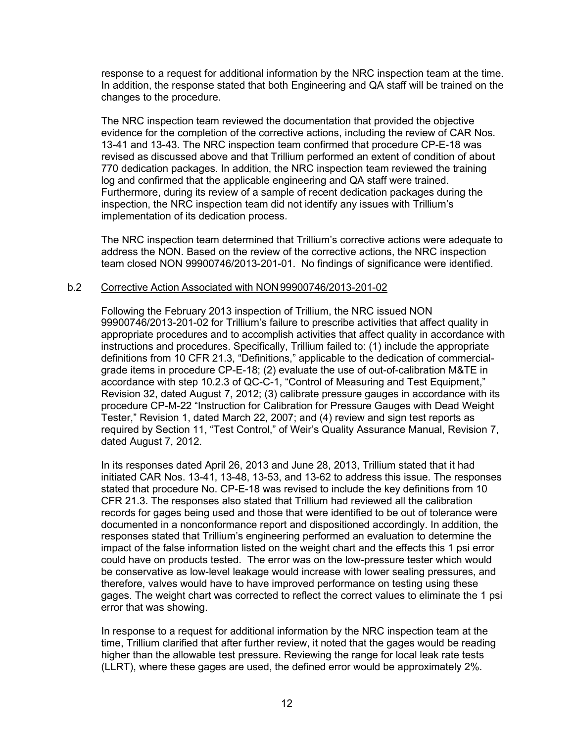response to a request for additional information by the NRC inspection team at the time. In addition, the response stated that both Engineering and QA staff will be trained on the changes to the procedure.

The NRC inspection team reviewed the documentation that provided the objective evidence for the completion of the corrective actions, including the review of CAR Nos. 13-41 and 13-43. The NRC inspection team confirmed that procedure CP-E-18 was revised as discussed above and that Trillium performed an extent of condition of about 770 dedication packages. In addition, the NRC inspection team reviewed the training log and confirmed that the applicable engineering and QA staff were trained. Furthermore, during its review of a sample of recent dedication packages during the inspection, the NRC inspection team did not identify any issues with Trillium's implementation of its dedication process.

The NRC inspection team determined that Trillium's corrective actions were adequate to address the NON. Based on the review of the corrective actions, the NRC inspection team closed NON 99900746/2013-201-01. No findings of significance were identified.

b.2 Corrective Action Associated with NON 99900746/2013-201-02

Following the February 2013 inspection of Trillium, the NRC issued NON 99900746/2013-201-02 for Trillium's failure to prescribe activities that affect quality in appropriate procedures and to accomplish activities that affect quality in accordance with instructions and procedures. Specifically, Trillium failed to: (1) include the appropriate definitions from 10 CFR 21.3, "Definitions," applicable to the dedication of commercial-grade items in procedure CP-E-18; (2) evaluate the use of out-of-calibration M&TE in accordance with step 10.2.3 of QC-C-1, "Control of Measuring and Test Equipment," Revision 32, dated August 7, 2012; (3) calibrate pressure gauges in accordance with its procedure CP-M-22 "Instruction for Calibration for Pressure Gauges with Dead Weight Tester," Revision 1, dated March 22, 2007; and (4) review and sign test reports as required by Section 11, "Test Control," of Weir's Quality Assurance Manual, Revision 7, dated August 7, 2012.

In its responses dated April 26, 2013 and June 28, 2013, Trillium stated that it had initiated CAR Nos. 13-41, 13-48, 13-53, and 13-62 to address this issue. The responses stated that procedure No. CP-E-18 was revised to include the key definitions from 10 CFR 21.3. The responses also stated that Trillium had reviewed all the calibration records for gages being used and those that were identified to be out of tolerance were documented in a nonconformance report and dispositioned accordingly. In addition, the responses stated that Trillium's engineering performed an evaluation to determine the impact of the false information listed on the weight chart and the effects this 1 psi error could have on products tested. The error was on the low-pressure tester which would be conservative as low-level leakage would increase with lower sealing pressures, and therefore, valves would have to have improved performance on testing using these gages. The weight chart was corrected to reflect the correct values to eliminate the 1 psi error that was showing.

In response to a request for additional information by the NRC inspection team at the time, Trillium clarified that after further review, it noted that the gages would be reading higher than the allowable test pressure. Reviewing the range for local leak rate tests (LLRT), where these gages are used, the defined error would be approximately 2%.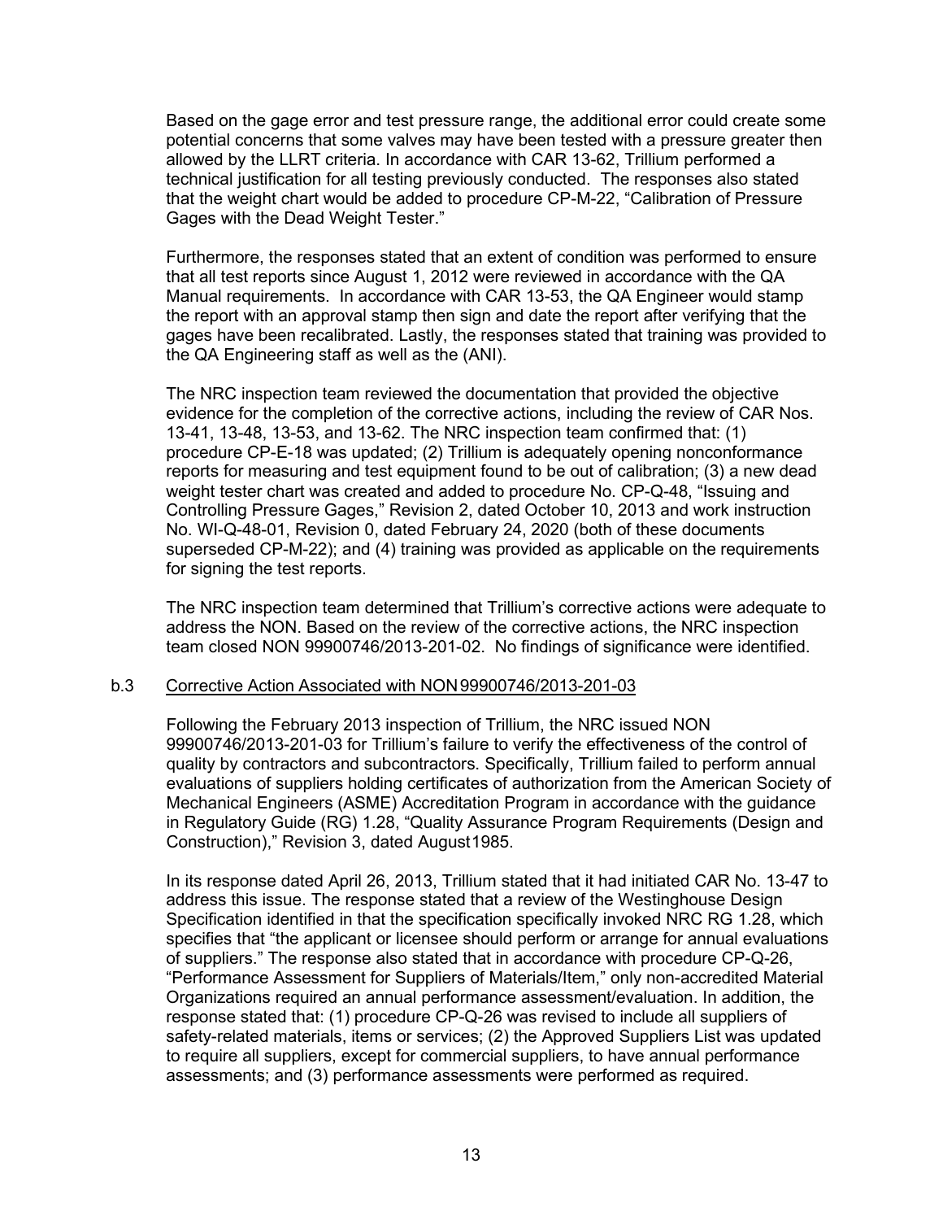Based on the gage error and test pressure range, the additional error could create some potential concerns that some valves may have been tested with a pressure greater then allowed by the LLRT criteria. In accordance with CAR 13-62, Trillium performed a technical justification for all testing previously conducted. The responses also stated that the weight chart would be added to procedure CP-M-22, "Calibration of Pressure Gages with the Dead Weight Tester."

Furthermore, the responses stated that an extent of condition was performed to ensure that all test reports since August 1, 2012 were reviewed in accordance with the QA Manual requirements. In accordance with CAR 13-53, the QA Engineer would stamp the report with an approval stamp then sign and date the report after verifying that the gages have been recalibrated. Lastly, the responses stated that training was provided to the QA Engineering staff as well as the (ANI).

The NRC inspection team reviewed the documentation that provided the objective evidence for the completion of the corrective actions, including the review of CAR Nos. 13-41, 13-48, 13-53, and 13-62. The NRC inspection team confirmed that: (1) procedure CP-E-18 was updated; (2) Trillium is adequately opening nonconformance reports for measuring and test equipment found to be out of calibration; (3) a new dead weight tester chart was created and added to procedure No. CP-Q-48, "Issuing and Controlling Pressure Gages," Revision 2, dated October 10, 2013 and work instruction No. WI-Q-48-01, Revision 0, dated February 24, 2020 (both of these documents superseded CP-M-22); and (4) training was provided as applicable on the requirements for signing the test reports.

The NRC inspection team determined that Trillium's corrective actions were adequate to address the NON. Based on the review of the corrective actions, the NRC inspection team closed NON 99900746/2013-201-02. No findings of significance were identified.

b.3 Corrective Action Associated with NON 99900746/2013-201-03

Following the February 2013 inspection of Trillium, the NRC issued NON 99900746/2013-201-03 for Trillium's failure to verify the effectiveness of the control of quality by contractors and subcontractors. Specifically, Trillium failed to perform annual evaluations of suppliers holding certificates of authorization from the American Society of Mechanical Engineers (ASME) Accreditation Program in accordance with the guidance in Regulatory Guide (RG) 1.28, "Quality Assurance Program Requirements (Design and Construction)," Revision 3, dated August 1985.

In its response dated April 26, 2013, Trillium stated that it had initiated CAR No. 13-47 to address this issue. The response stated that a review of the Westinghouse Design Specification identified in that the specification specifically invoked NRC RG 1.28, which specifies that "the applicant or licensee should perform or arrange for annual evaluations of suppliers." The response also stated that in accordance with procedure CP-Q-26, "Performance Assessment for Suppliers of Materials/Item," only non-accredited Material Organizations required an annual performance assessment/evaluation. In addition, the response stated that: (1) procedure CP-Q-26 was revised to include all suppliers of safety-related materials, items or services; (2) the Approved Suppliers List was updated to require all suppliers, except for commercial suppliers, to have annual performance assessments; and (3) performance assessments were performed as required.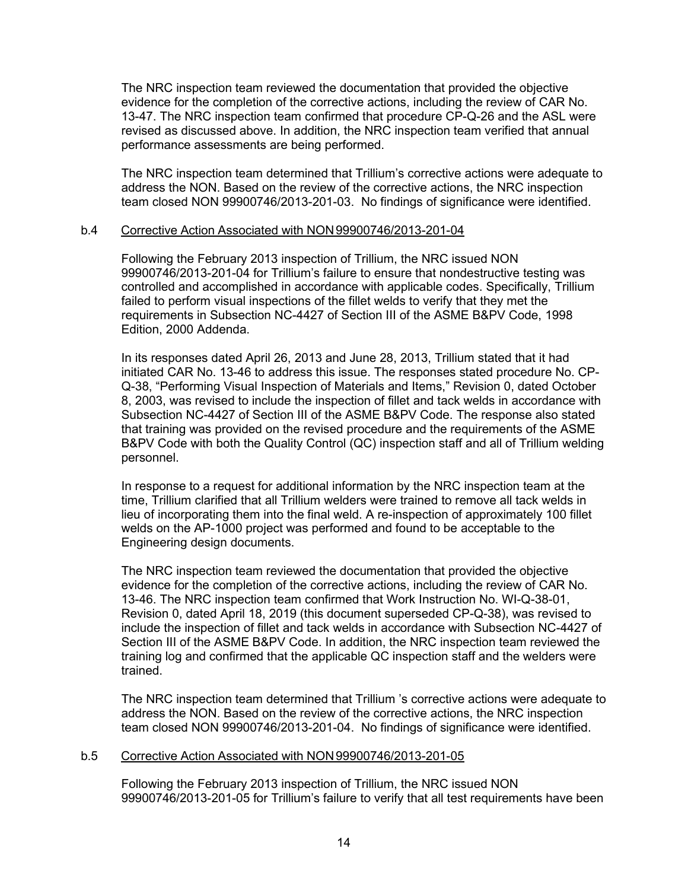The NRC inspection team reviewed the documentation that provided the objective evidence for the completion of the corrective actions, including the review of CAR No. 13-47. The NRC inspection team confirmed that procedure CP-Q-26 and the ASL were revised as discussed above. In addition, the NRC inspection team verified that annual performance assessments are being performed.

The NRC inspection team determined that Trillium's corrective actions were adequate to address the NON. Based on the review of the corrective actions, the NRC inspection team closed NON 99900746/2013-201-03. No findings of significance were identified.

#### b.4 Corrective Action Associated with NON 99900746/2013-201-04

Following the February 2013 inspection of Trillium, the NRC issued NON 99900746/2013-201-04 for Trillium's failure to ensure that nondestructive testing was controlled and accomplished in accordance with applicable codes. Specifically, Trillium failed to perform visual inspections of the fillet welds to verify that they met the requirements in Subsection NC-4427 of Section III of the ASME B&PV Code, 1998 Edition, 2000 Addenda.

In its responses dated April 26, 2013 and June 28, 2013, Trillium stated that it had initiated CAR No. 13-46 to address this issue. The responses stated procedure No. CP-Q-38, "Performing Visual Inspection of Materials and Items," Revision 0, dated October 8, 2003, was revised to include the inspection of fillet and tack welds in accordance with Subsection NC-4427 of Section III of the ASME B&PV Code. The response also stated that training was provided on the revised procedure and the requirements of the ASME B&PV Code with both the Quality Control (QC) inspection staff and all of Trillium welding personnel.

In response to a request for additional information by the NRC inspection team at the time, Trillium clarified that all Trillium welders were trained to remove all tack welds in lieu of incorporating them into the final weld. A re-inspection of approximately 100 fillet welds on the AP-1000 project was performed and found to be acceptable to the Engineering design documents.

The NRC inspection team reviewed the documentation that provided the objective evidence for the completion of the corrective actions, including the review of CAR No. 13-46. The NRC inspection team confirmed that Work Instruction No. WI-Q-38-01, Revision 0, dated April 18, 2019 (this document superseded CP-Q-38), was revised to include the inspection of fillet and tack welds in accordance with Subsection NC-4427 of Section III of the ASME B&PV Code. In addition, the NRC inspection team reviewed the training log and confirmed that the applicable QC inspection staff and the welders were trained.

The NRC inspection team determined that Trillium 's corrective actions were adequate to address the NON. Based on the review of the corrective actions, the NRC inspection team closed NON 99900746/2013-201-04. No findings of significance were identified.

#### b.5 Corrective Action Associated with NON 99900746/2013-201-05

Following the February 2013 inspection of Trillium, the NRC issued NON 99900746/2013-201-05 for Trillium's failure to verify that all test requirements have been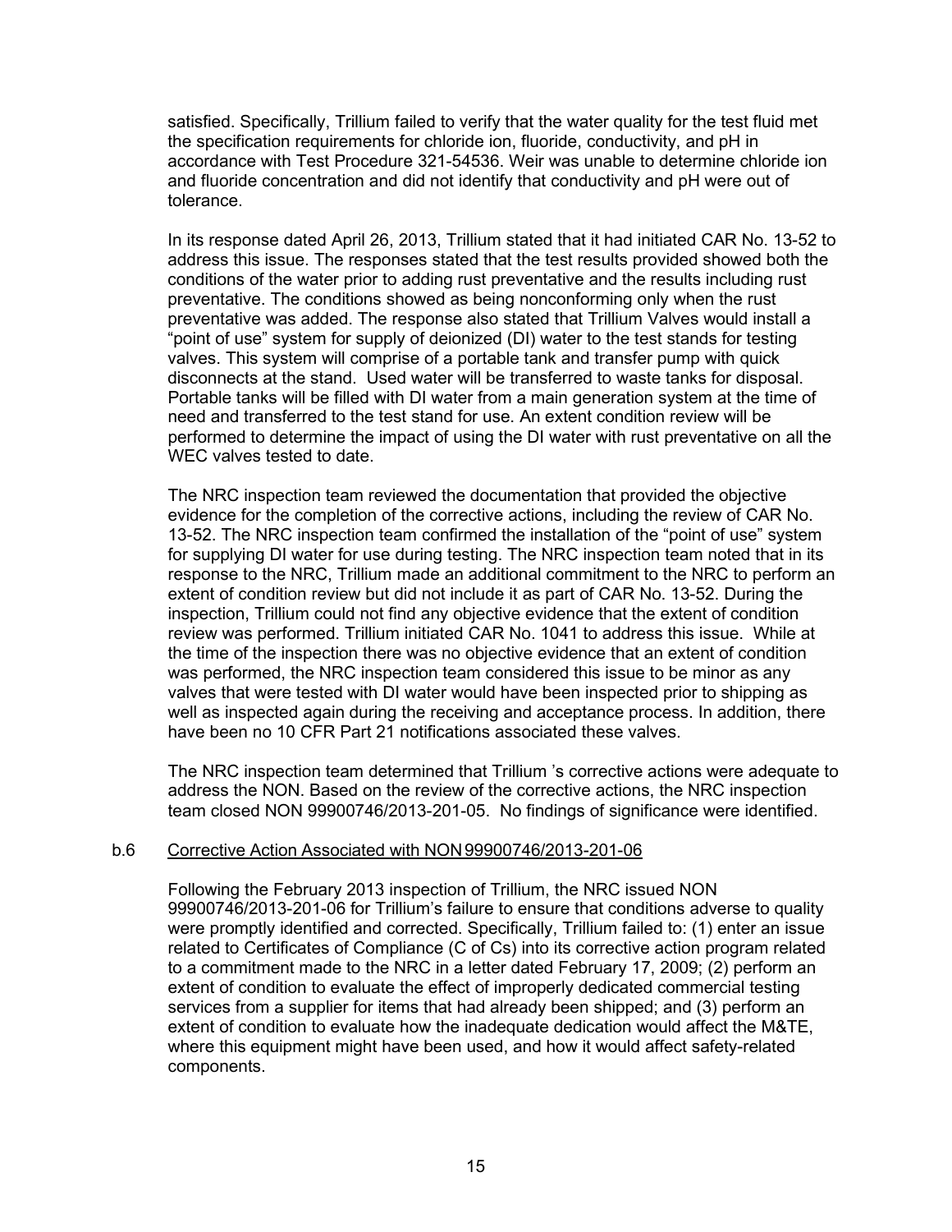satisfied. Specifically, Trillium failed to verify that the water quality for the test fluid met the specification requirements for chloride ion, fluoride, conductivity, and pH in accordance with Test Procedure 321-54536. Weir was unable to determine chloride ion and fluoride concentration and did not identify that conductivity and pH were out of tolerance.

In its response dated April 26, 2013, Trillium stated that it had initiated CAR No. 13-52 to address this issue. The responses stated that the test results provided showed both the conditions of the water prior to adding rust preventative and the results including rust preventative. The conditions showed as being nonconforming only when the rust preventative was added. The response also stated that Trillium Valves would install a "point of use" system for supply of deionized (DI) water to the test stands for testing valves. This system will comprise of a portable tank and transfer pump with quick disconnects at the stand. Used water will be transferred to waste tanks for disposal. Portable tanks will be filled with DI water from a main generation system at the time of need and transferred to the test stand for use. An extent condition review will be performed to determine the impact of using the DI water with rust preventative on all the WEC valves tested to date.

The NRC inspection team reviewed the documentation that provided the objective evidence for the completion of the corrective actions, including the review of CAR No. 13-52. The NRC inspection team confirmed the installation of the "point of use" system for supplying DI water for use during testing. The NRC inspection team noted that in its response to the NRC, Trillium made an additional commitment to the NRC to perform an extent of condition review but did not include it as part of CAR No. 13-52. During the inspection, Trillium could not find any objective evidence that the extent of condition review was performed. Trillium initiated CAR No. 1041 to address this issue. While at the time of the inspection there was no objective evidence that an extent of condition was performed, the NRC inspection team considered this issue to be minor as any valves that were tested with DI water would have been inspected prior to shipping as well as inspected again during the receiving and acceptance process. In addition, there have been no 10 CFR Part 21 notifications associated these valves.

The NRC inspection team determined that Trillium 's corrective actions were adequate to address the NON. Based on the review of the corrective actions, the NRC inspection team closed NON 99900746/2013-201-05. No findings of significance were identified.

b.6 Corrective Action Associated with NON 99900746/2013-201-06

Following the February 2013 inspection of Trillium, the NRC issued NON 99900746/2013-201-06 for Trillium's failure to ensure that conditions adverse to quality were promptly identified and corrected. Specifically, Trillium failed to: (1) enter an issue related to Certificates of Compliance (C of Cs) into its corrective action program related to a commitment made to the NRC in a letter dated February 17, 2009; (2) perform an extent of condition to evaluate the effect of improperly dedicated commercial testing services from a supplier for items that had already been shipped; and (3) perform an extent of condition to evaluate how the inadequate dedication would affect the M&TE, where this equipment might have been used, and how it would affect safety-related components.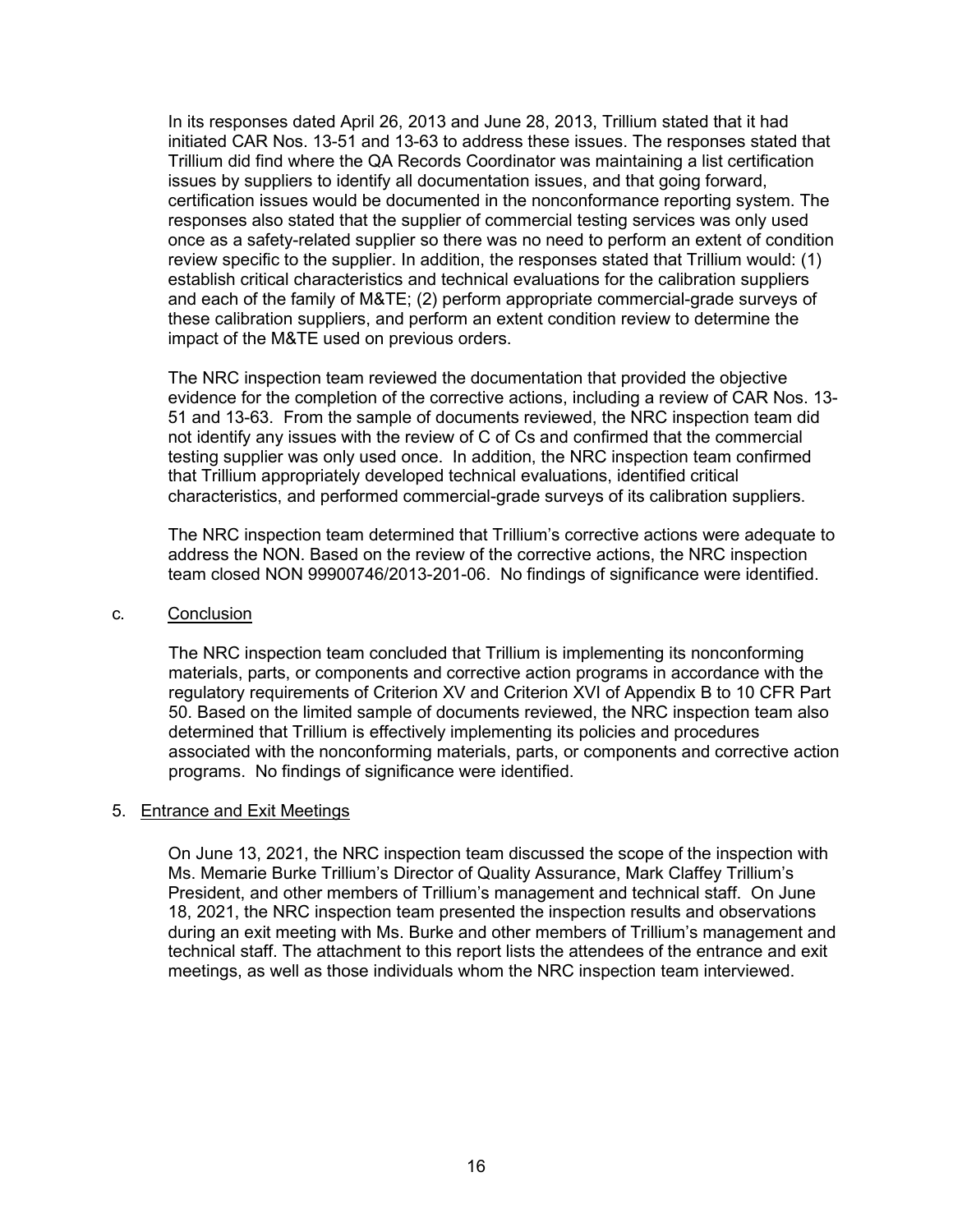In its responses dated April 26, 2013 and June 28, 2013, Trillium stated that it had initiated CAR Nos. 13-51 and 13-63 to address these issues. The responses stated that Trillium did find where the QA Records Coordinator was maintaining a list certification issues by suppliers to identify all documentation issues, and that going forward, certification issues would be documented in the nonconformance reporting system. The responses also stated that the supplier of commercial testing services was only used once as a safety-related supplier so there was no need to perform an extent of condition review specific to the supplier. In addition, the responses stated that Trillium would: (1) establish critical characteristics and technical evaluations for the calibration suppliers and each of the family of M&TE; (2) perform appropriate commercial-grade surveys of these calibration suppliers, and perform an extent condition review to determine the impact of the M&TE used on previous orders.

The NRC inspection team reviewed the documentation that provided the objective evidence for the completion of the corrective actions, including a review of CAR Nos. 13-51 and 13-63. From the sample of documents reviewed, the NRC inspection team did not identify any issues with the review of C of Cs and confirmed that the commercial testing supplier was only used once. In addition, the NRC inspection team confirmed that Trillium appropriately developed technical evaluations, identified critical characteristics, and performed commercial-grade surveys of its calibration suppliers.

The NRC inspection team determined that Trillium's corrective actions were adequate to address the NON. Based on the review of the corrective actions, the NRC inspection team closed NON 99900746/2013-201-06. No findings of significance were identified.

c. Conclusion

The NRC inspection team concluded that Trillium is implementing its nonconforming materials, parts, or components and corrective action programs in accordance with the regulatory requirements of Criterion XV and Criterion XVI of Appendix B to 10 CFR Part 50. Based on the limited sample of documents reviewed, the NRC inspection team also determined that Trillium is effectively implementing its policies and procedures associated with the nonconforming materials, parts, or components and corrective action programs. No findings of significance were identified.

## 5. Entrance and Exit Meetings

On June 13, 2021, the NRC inspection team discussed the scope of the inspection with Ms. Memarie Burke Trillium's Director of Quality Assurance, Mark Claffey Trillium's President, and other members of Trillium's management and technical staff. On June 18, 2021, the NRC inspection team presented the inspection results and observations during an exit meeting with Ms. Burke and other members of Trillium's management and technical staff. The attachment to this report lists the attendees of the entrance and exit meetings, as well as those individuals whom the NRC inspection team interviewed.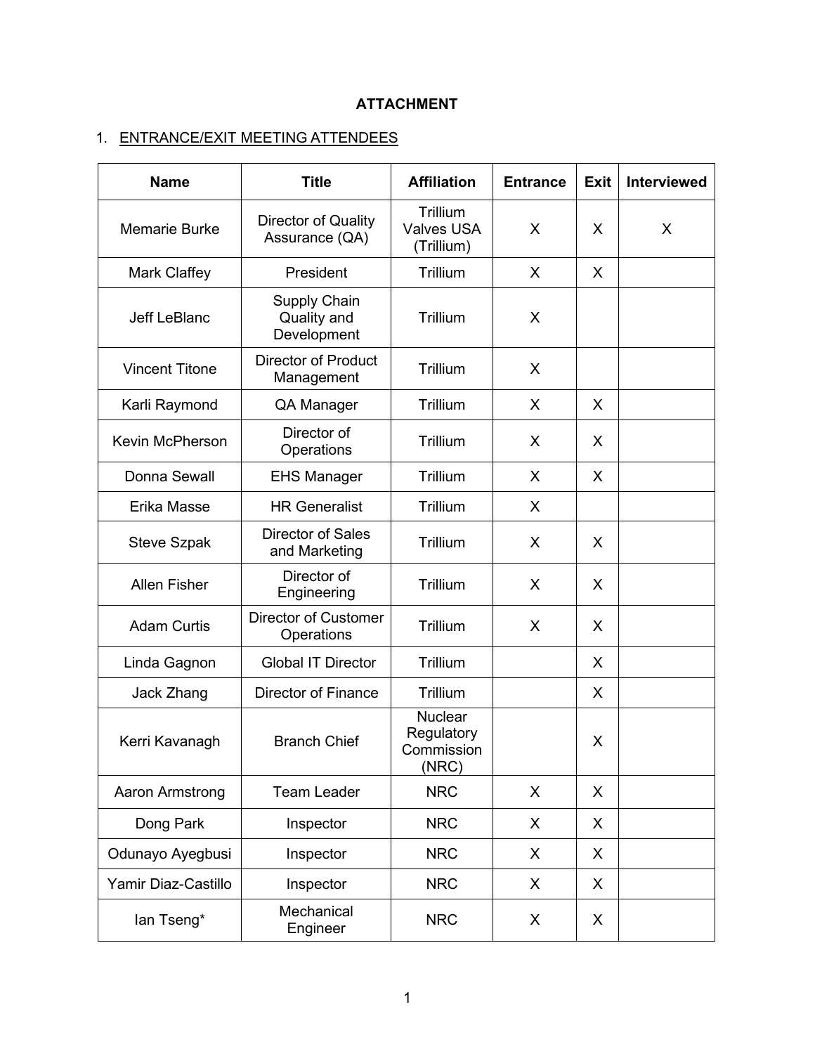**ATTACHMENT**

1. ENTRANCE/EXIT MEETING ATTENDEES

| Name | Title | Affiliation | Entrance | Exit | Interviewed |
|---|---|---|---|---|---|
| Memarie Burke | Director of Quality Assurance (QA) | Trillium Valves USA (Trillium) | X | X | X |
| Mark Claffey | President | Trillium | X | X | |
| Jeff LeBlanc | Supply Chain Quality and Development | Trillium | X | | |
| Vincent Titone | Director of Product Management | Trillium | X | | |
| Karli Raymond | QA Manager | Trillium | X | X | |
| Kevin McPherson | Director of Operations | Trillium | X | X | |
| Donna Sewall | EHS Manager | Trillium | X | X | |
| Erika Masse | HR Generalist | Trillium | X | | |
| Steve Szpak | Director of Sales and Marketing | Trillium | X | X | |
| Allen Fisher | Director of Engineering | Trillium | X | X | |
| Adam Curtis | Director of Customer Operations | Trillium | X | X | |
| Linda Gagnon | Global IT Director | Trillium | | X | |
| Jack Zhang | Director of Finance | Trillium | | X | |
| Kerri Kavanagh | Branch Chief | Nuclear Regulatory Commission (NRC) | | X | |
| Aaron Armstrong | Team Leader | NRC | X | X | |
| Dong Park | Inspector | NRC | X | X | |
| Odunayo Ayegbusi | Inspector | NRC | X | X | |
| Yamir Diaz-Castillo | Inspector | NRC | X | X | |
| Ian Tseng* | Mechanical Engineer | NRC | X | X | |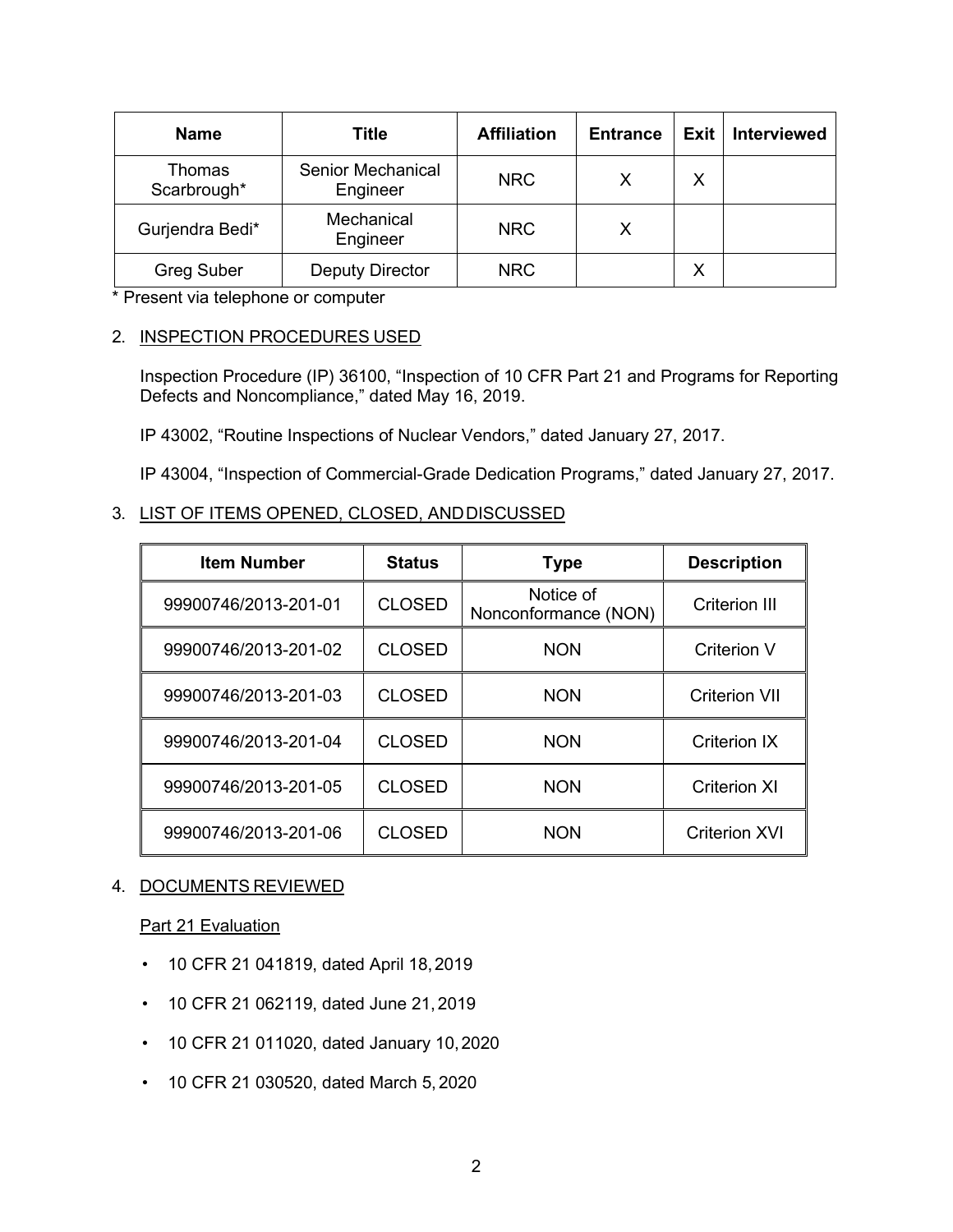| Name | Title | Affiliation | Entrance | Exit | Interviewed |
|---|---|---|---|---|---|
| Thomas Scarbrough* | Senior Mechanical Engineer | NRC | X | X | |
| Gurjendra Bedi* | Mechanical Engineer | NRC | X | | |
| Greg Suber | Deputy Director | NRC | | X | |

* Present via telephone or computer

2. INSPECTION PROCEDURES USED

   Inspection Procedure (IP) 36100, "Inspection of 10 CFR Part 21 and Programs for Reporting Defects and Noncompliance," dated May 16, 2019.

   IP 43002, "Routine Inspections of Nuclear Vendors," dated January 27, 2017.

   IP 43004, "Inspection of Commercial-Grade Dedication Programs," dated January 27, 2017.

3. LIST OF ITEMS OPENED, CLOSED, AND DISCUSSED

| Item Number | Status | Type | Description |
|---|---|---|---|
| 99900746/2013-201-01 | CLOSED | Notice of Nonconformance (NON) | Criterion III |
| 99900746/2013-201-02 | CLOSED | NON | Criterion V |
| 99900746/2013-201-03 | CLOSED | NON | Criterion VII |
| 99900746/2013-201-04 | CLOSED | NON | Criterion IX |
| 99900746/2013-201-05 | CLOSED | NON | Criterion XI |
| 99900746/2013-201-06 | CLOSED | NON | Criterion XVI |

4. DOCUMENTS REVIEWED

   Part 21 Evaluation

   - 10 CFR 21 041819, dated April 18, 2019
   - 10 CFR 21 062119, dated June 21, 2019
   - 10 CFR 21 011020, dated January 10, 2020
   - 10 CFR 21 030520, dated March 5, 2020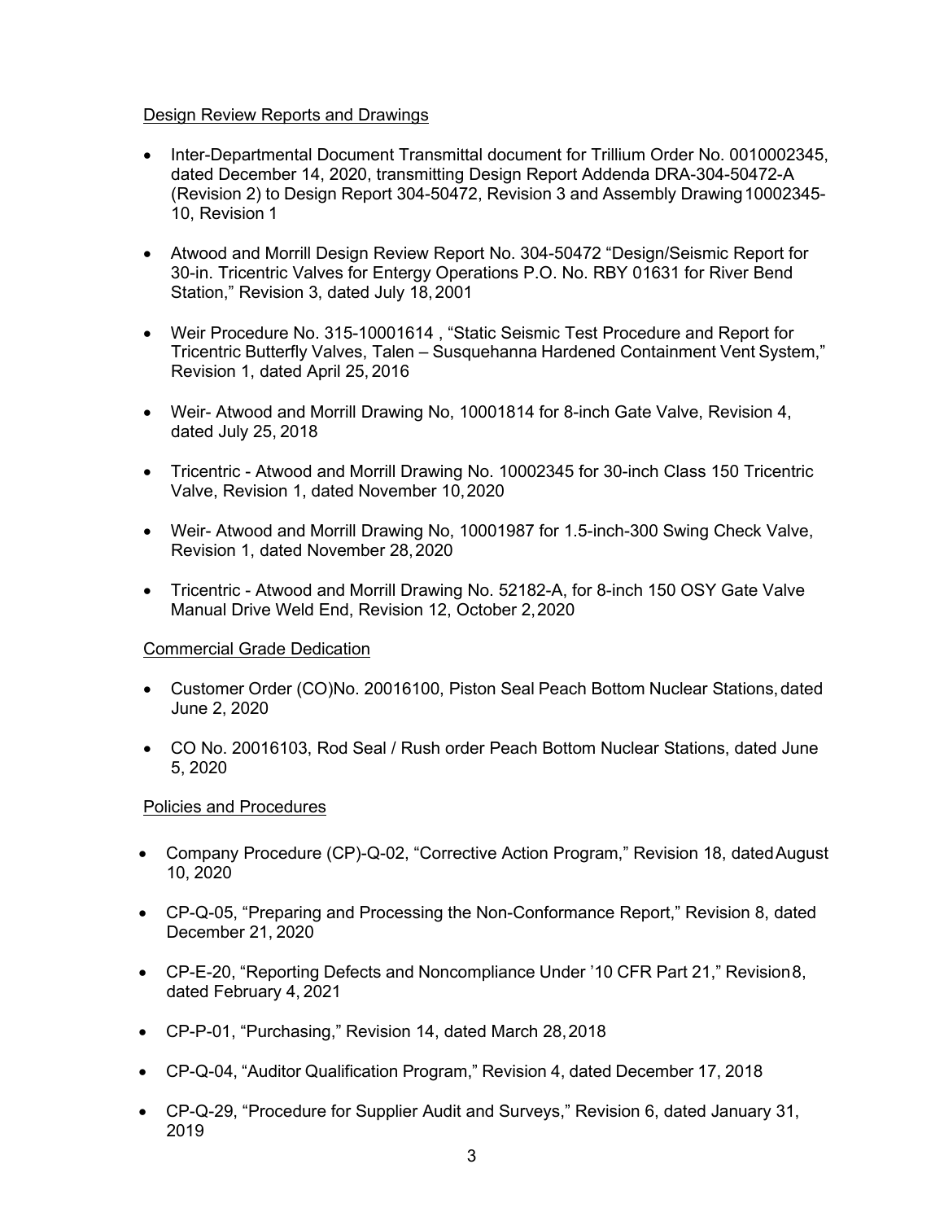Design Review Reports and Drawings

- Inter-Departmental Document Transmittal document for Trillium Order No. 0010002345, dated December 14, 2020, transmitting Design Report Addenda DRA-304-50472-A (Revision 2) to Design Report 304-50472, Revision 3 and Assembly Drawing 10002345-10, Revision 1
- Atwood and Morrill Design Review Report No. 304-50472 "Design/Seismic Report for 30-in. Tricentric Valves for Entergy Operations P.O. No. RBY 01631 for River Bend Station," Revision 3, dated July 18, 2001
- Weir Procedure No. 315-10001614 , "Static Seismic Test Procedure and Report for Tricentric Butterfly Valves, Talen – Susquehanna Hardened Containment Vent System," Revision 1, dated April 25, 2016
- Weir- Atwood and Morrill Drawing No, 10001814 for 8-inch Gate Valve, Revision 4, dated July 25, 2018
- Tricentric - Atwood and Morrill Drawing No. 10002345 for 30-inch Class 150 Tricentric Valve, Revision 1, dated November 10, 2020
- Weir- Atwood and Morrill Drawing No, 10001987 for 1.5-inch-300 Swing Check Valve, Revision 1, dated November 28, 2020
- Tricentric - Atwood and Morrill Drawing No. 52182-A, for 8-inch 150 OSY Gate Valve Manual Drive Weld End, Revision 12, October 2, 2020

Commercial Grade Dedication

- Customer Order (CO)No. 20016100, Piston Seal Peach Bottom Nuclear Stations, dated June 2, 2020
- CO No. 20016103, Rod Seal / Rush order Peach Bottom Nuclear Stations, dated June 5, 2020

Policies and Procedures

- Company Procedure (CP)-Q-02, "Corrective Action Program," Revision 18, dated August 10, 2020
- CP-Q-05, "Preparing and Processing the Non-Conformance Report," Revision 8, dated December 21, 2020
- CP-E-20, "Reporting Defects and Noncompliance Under '10 CFR Part 21," Revision 8, dated February 4, 2021
- CP-P-01, "Purchasing," Revision 14, dated March 28, 2018
- CP-Q-04, "Auditor Qualification Program," Revision 4, dated December 17, 2018
- CP-Q-29, "Procedure for Supplier Audit and Surveys," Revision 6, dated January 31, 2019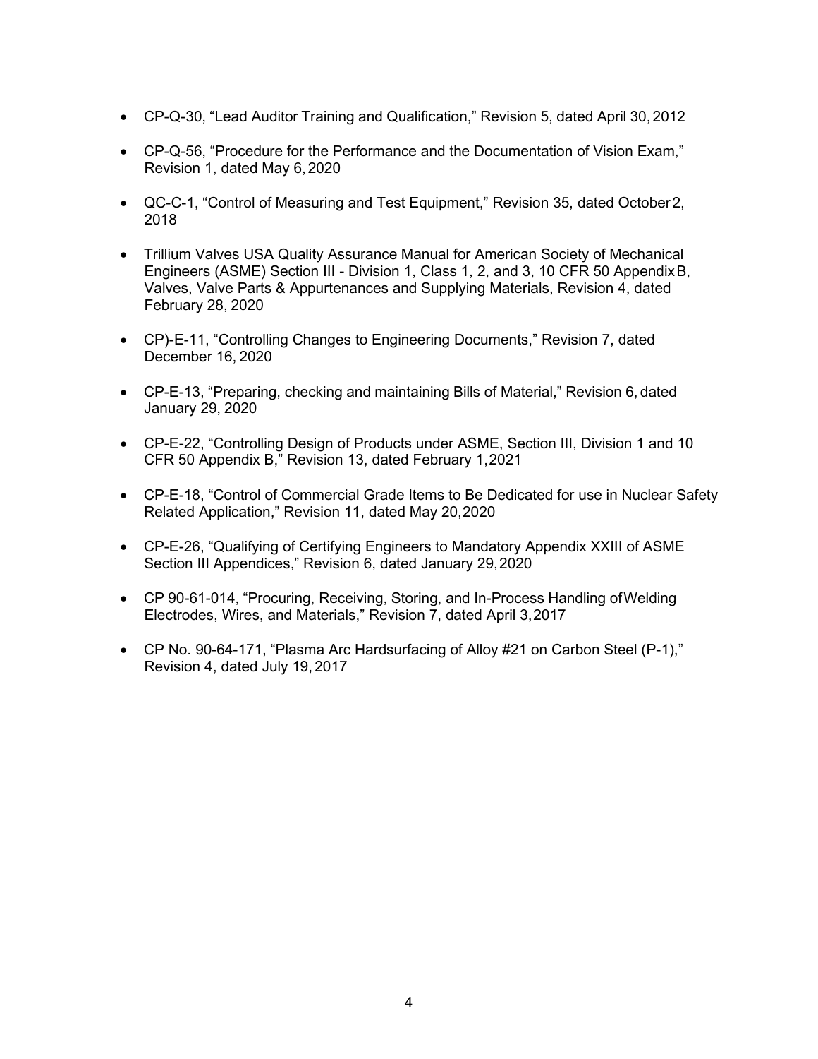- CP-Q-30, "Lead Auditor Training and Qualification," Revision 5, dated April 30, 2012

- CP-Q-56, "Procedure for the Performance and the Documentation of Vision Exam," Revision 1, dated May 6, 2020

- QC-C-1, "Control of Measuring and Test Equipment," Revision 35, dated October 2, 2018

- Trillium Valves USA Quality Assurance Manual for American Society of Mechanical Engineers (ASME) Section III - Division 1, Class 1, 2, and 3, 10 CFR 50 Appendix B, Valves, Valve Parts & Appurtenances and Supplying Materials, Revision 4, dated February 28, 2020

- CP)-E-11, "Controlling Changes to Engineering Documents," Revision 7, dated December 16, 2020

- CP-E-13, "Preparing, checking and maintaining Bills of Material," Revision 6, dated January 29, 2020

- CP-E-22, "Controlling Design of Products under ASME, Section III, Division 1 and 10 CFR 50 Appendix B," Revision 13, dated February 1, 2021

- CP-E-18, "Control of Commercial Grade Items to Be Dedicated for use in Nuclear Safety Related Application," Revision 11, dated May 20, 2020

- CP-E-26, "Qualifying of Certifying Engineers to Mandatory Appendix XXIII of ASME Section III Appendices," Revision 6, dated January 29, 2020

- CP 90-61-014, "Procuring, Receiving, Storing, and In-Process Handling of Welding Electrodes, Wires, and Materials," Revision 7, dated April 3, 2017

- CP No. 90-64-171, "Plasma Arc Hardsurfacing of Alloy #21 on Carbon Steel (P-1)," Revision 4, dated July 19, 2017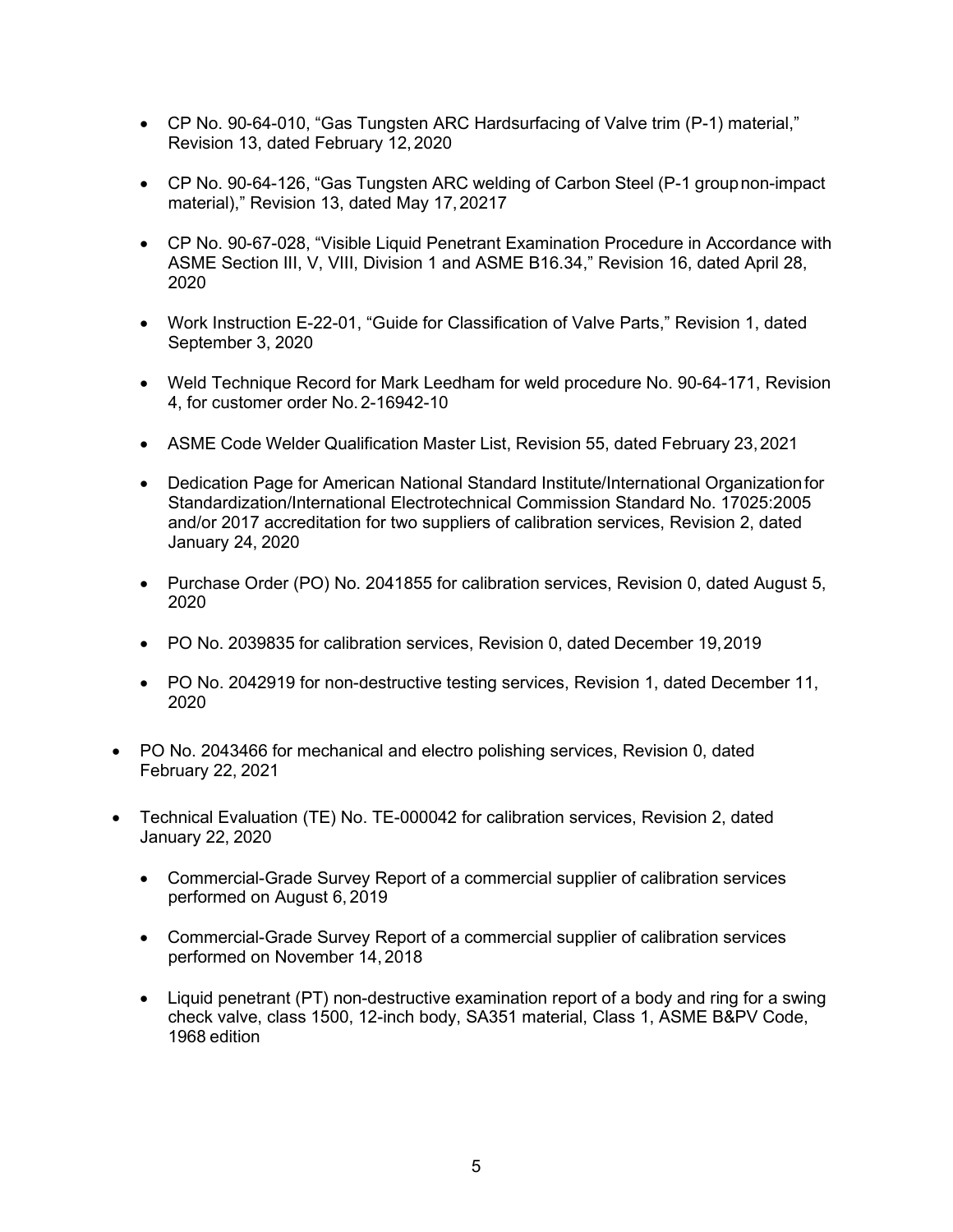- CP No. 90-64-010, "Gas Tungsten ARC Hardsurfacing of Valve trim (P-1) material," Revision 13, dated February 12, 2020

- CP No. 90-64-126, "Gas Tungsten ARC welding of Carbon Steel (P-1 group non-impact material)," Revision 13, dated May 17, 20217

- CP No. 90-67-028, "Visible Liquid Penetrant Examination Procedure in Accordance with ASME Section III, V, VIII, Division 1 and ASME B16.34," Revision 16, dated April 28, 2020

- Work Instruction E-22-01, "Guide for Classification of Valve Parts," Revision 1, dated September 3, 2020

- Weld Technique Record for Mark Leedham for weld procedure No. 90-64-171, Revision 4, for customer order No. 2-16942-10

- ASME Code Welder Qualification Master List, Revision 55, dated February 23, 2021

- Dedication Page for American National Standard Institute/International Organization for Standardization/International Electrotechnical Commission Standard No. 17025:2005 and/or 2017 accreditation for two suppliers of calibration services, Revision 2, dated January 24, 2020

- Purchase Order (PO) No. 2041855 for calibration services, Revision 0, dated August 5, 2020

- PO No. 2039835 for calibration services, Revision 0, dated December 19, 2019

- PO No. 2042919 for non-destructive testing services, Revision 1, dated December 11, 2020

- PO No. 2043466 for mechanical and electro polishing services, Revision 0, dated February 22, 2021

- Technical Evaluation (TE) No. TE-000042 for calibration services, Revision 2, dated January 22, 2020

- Commercial-Grade Survey Report of a commercial supplier of calibration services performed on August 6, 2019

- Commercial-Grade Survey Report of a commercial supplier of calibration services performed on November 14, 2018

- Liquid penetrant (PT) non-destructive examination report of a body and ring for a swing check valve, class 1500, 12-inch body, SA351 material, Class 1, ASME B&PV Code, 1968 edition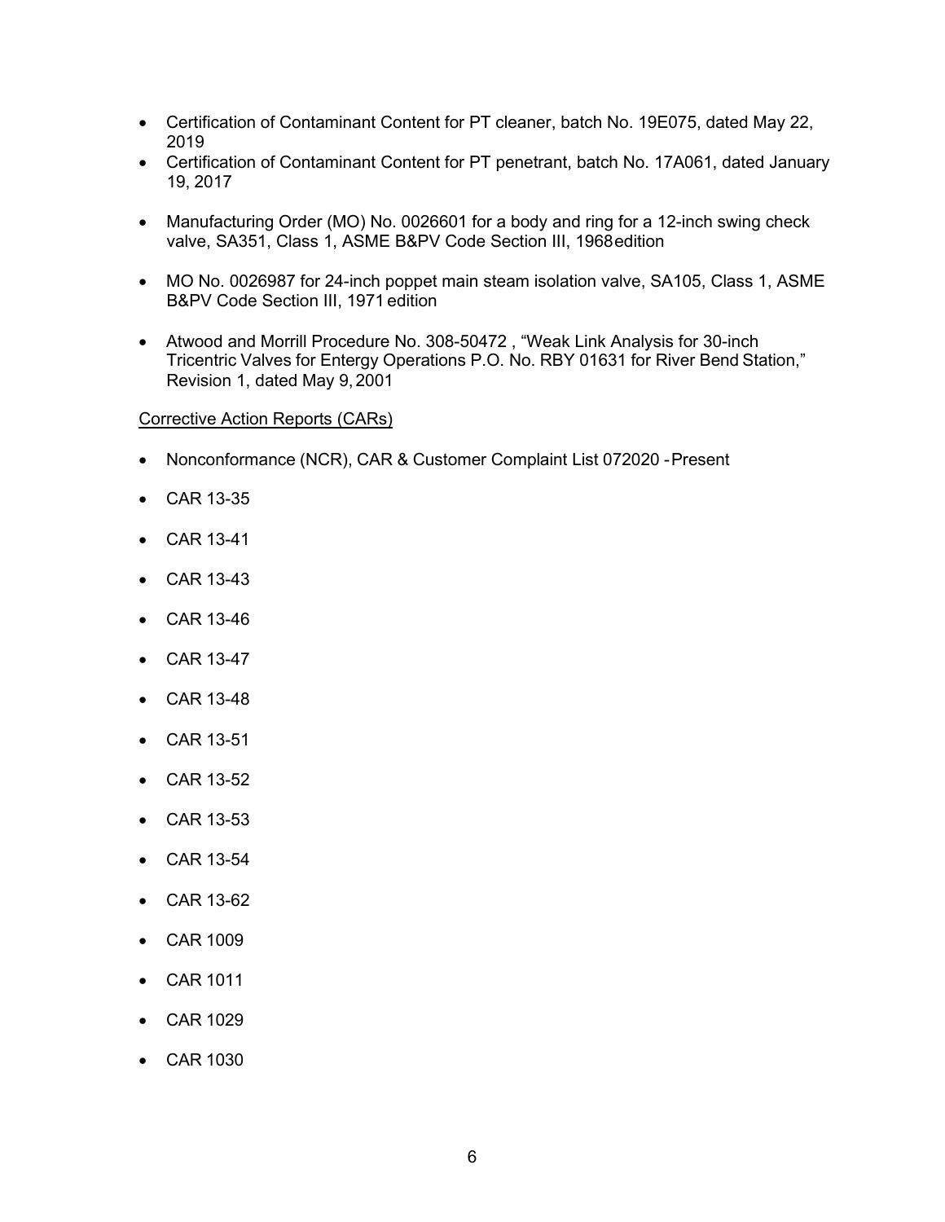- Certification of Contaminant Content for PT cleaner, batch No. 19E075, dated May 22, 2019
- Certification of Contaminant Content for PT penetrant, batch No. 17A061, dated January 19, 2017
- Manufacturing Order (MO) No. 0026601 for a body and ring for a 12-inch swing check valve, SA351, Class 1, ASME B&PV Code Section III, 1968 edition
- MO No. 0026987 for 24-inch poppet main steam isolation valve, SA105, Class 1, ASME B&PV Code Section III, 1971 edition
- Atwood and Morrill Procedure No. 308-50472 , "Weak Link Analysis for 30-inch Tricentric Valves for Entergy Operations P.O. No. RBY 01631 for River Bend Station," Revision 1, dated May 9, 2001

<u>Corrective Action Reports (CARs)</u>

- Nonconformance (NCR), CAR & Customer Complaint List 072020 - Present
- CAR 13-35
- CAR 13-41
- CAR 13-43
- CAR 13-46
- CAR 13-47
- CAR 13-48
- CAR 13-51
- CAR 13-52
- CAR 13-53
- CAR 13-54
- CAR 13-62
- CAR 1009
- CAR 1011
- CAR 1029
- CAR 1030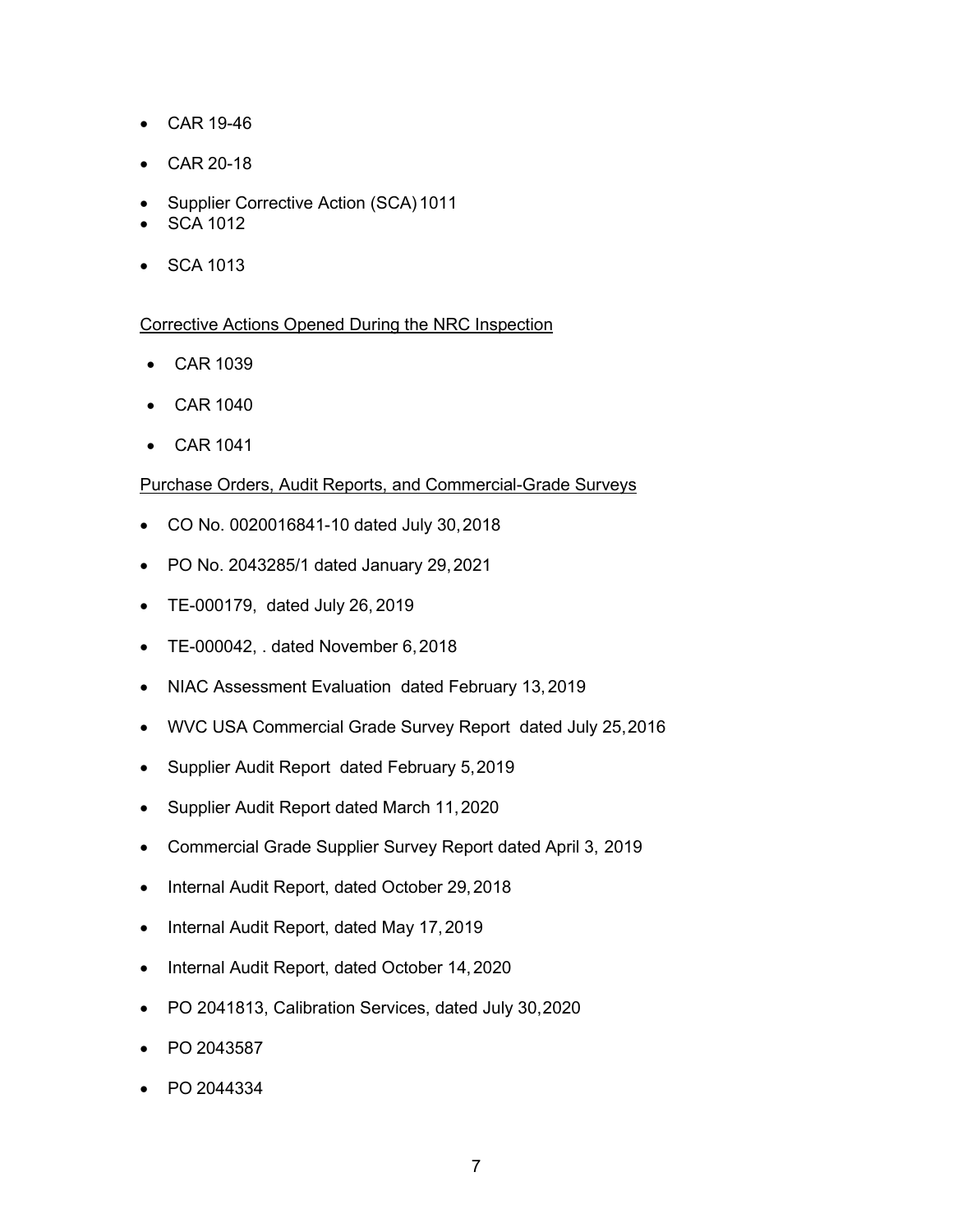- CAR 19-46
- CAR 20-18
- Supplier Corrective Action (SCA) 1011
- SCA 1012
- SCA 1013

Corrective Actions Opened During the NRC Inspection

- CAR 1039
- CAR 1040
- CAR 1041

Purchase Orders, Audit Reports, and Commercial-Grade Surveys

- CO No. 0020016841-10 dated July 30, 2018
- PO No. 2043285/1 dated January 29, 2021
- TE-000179, dated July 26, 2019
- TE-000042, . dated November 6, 2018
- NIAC Assessment Evaluation dated February 13, 2019
- WVC USA Commercial Grade Survey Report dated July 25, 2016
- Supplier Audit Report dated February 5, 2019
- Supplier Audit Report dated March 11, 2020
- Commercial Grade Supplier Survey Report dated April 3, 2019
- Internal Audit Report, dated October 29, 2018
- Internal Audit Report, dated May 17, 2019
- Internal Audit Report, dated October 14, 2020
- PO 2041813, Calibration Services, dated July 30, 2020
- PO 2043587
- PO 2044334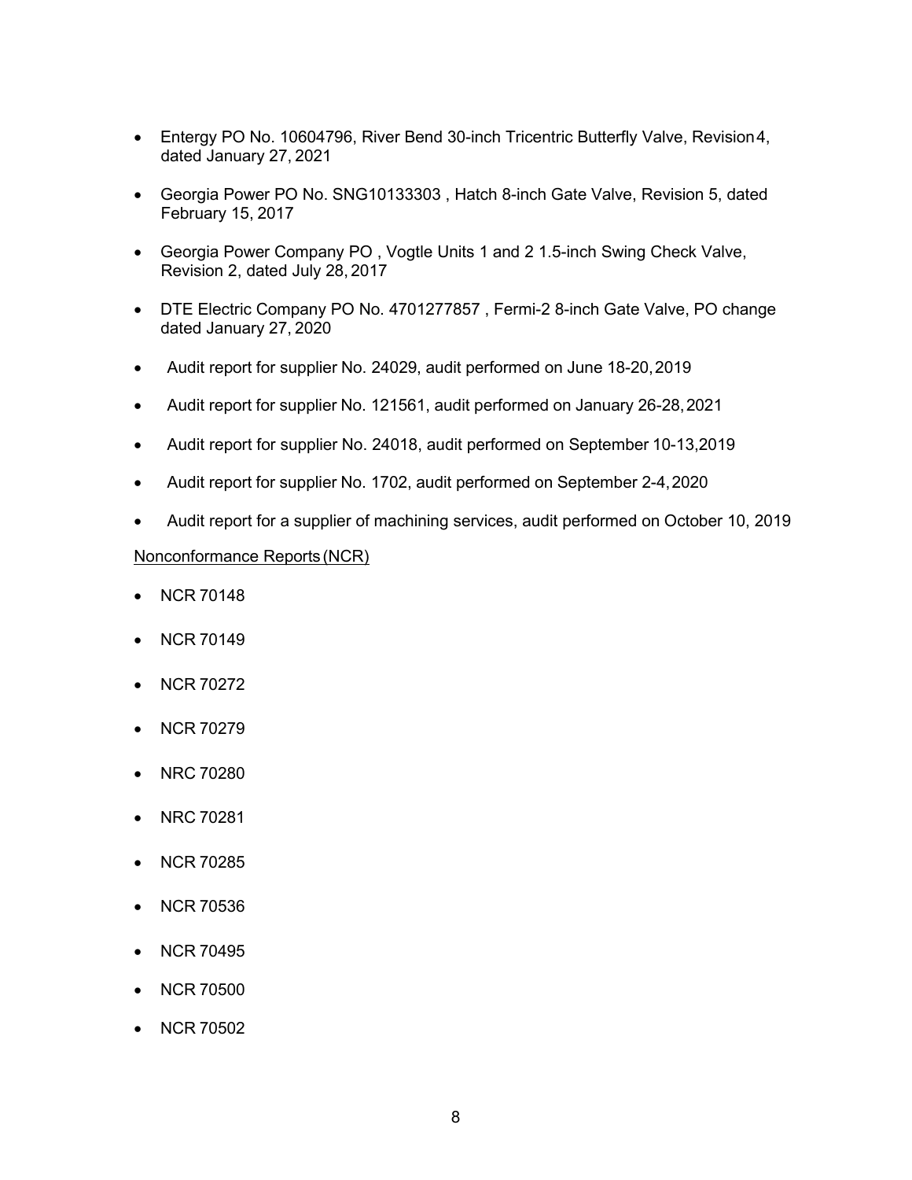- Entergy PO No. 10604796, River Bend 30-inch Tricentric Butterfly Valve, Revision 4, dated January 27, 2021

- Georgia Power PO No. SNG10133303 , Hatch 8-inch Gate Valve, Revision 5, dated February 15, 2017

- Georgia Power Company PO , Vogtle Units 1 and 2 1.5-inch Swing Check Valve, Revision 2, dated July 28, 2017

- DTE Electric Company PO No. 4701277857 , Fermi-2 8-inch Gate Valve, PO change dated January 27, 2020

- Audit report for supplier No. 24029, audit performed on June 18-20, 2019

- Audit report for supplier No. 121561, audit performed on January 26-28, 2021

- Audit report for supplier No. 24018, audit performed on September 10-13,2019

- Audit report for supplier No. 1702, audit performed on September 2-4, 2020

- Audit report for a supplier of machining services, audit performed on October 10, 2019

<u>Nonconformance Reports (NCR)</u>

- NCR 70148

- NCR 70149

- NCR 70272

- NCR 70279

- NRC 70280

- NRC 70281

- NCR 70285

- NCR 70536

- NCR 70495

- NCR 70500

- NCR 70502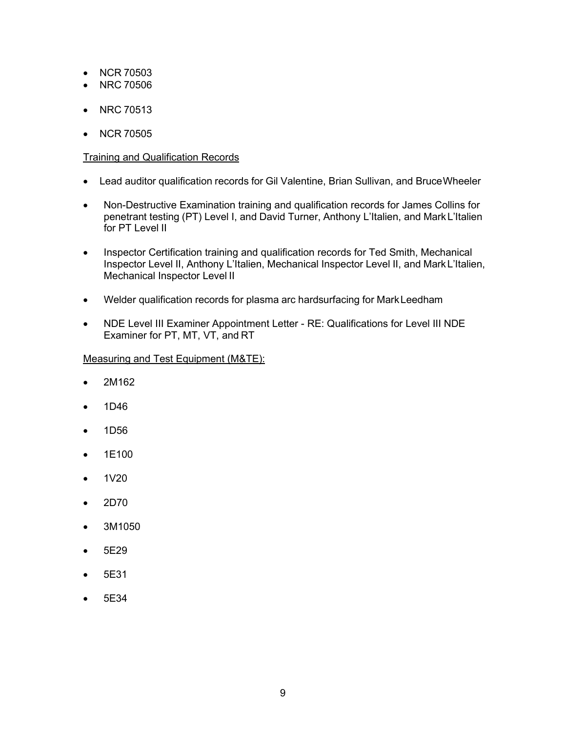- NCR 70503
- NRC 70506
- NRC 70513
- NCR 70505

Training and Qualification Records

- Lead auditor qualification records for Gil Valentine, Brian Sullivan, and Bruce Wheeler
- Non-Destructive Examination training and qualification records for James Collins for penetrant testing (PT) Level I, and David Turner, Anthony L'Italien, and Mark L'Italien for PT Level II
- Inspector Certification training and qualification records for Ted Smith, Mechanical Inspector Level II, Anthony L'Italien, Mechanical Inspector Level II, and Mark L'Italien, Mechanical Inspector Level II
- Welder qualification records for plasma arc hardsurfacing for Mark Leedham
- NDE Level III Examiner Appointment Letter - RE: Qualifications for Level III NDE Examiner for PT, MT, VT, and RT

Measuring and Test Equipment (M&TE):

- 2M162
- 1D46
- 1D56
- 1E100
- 1V20
- 2D70
- 3M1050
- 5E29
- 5E31
- 5E34